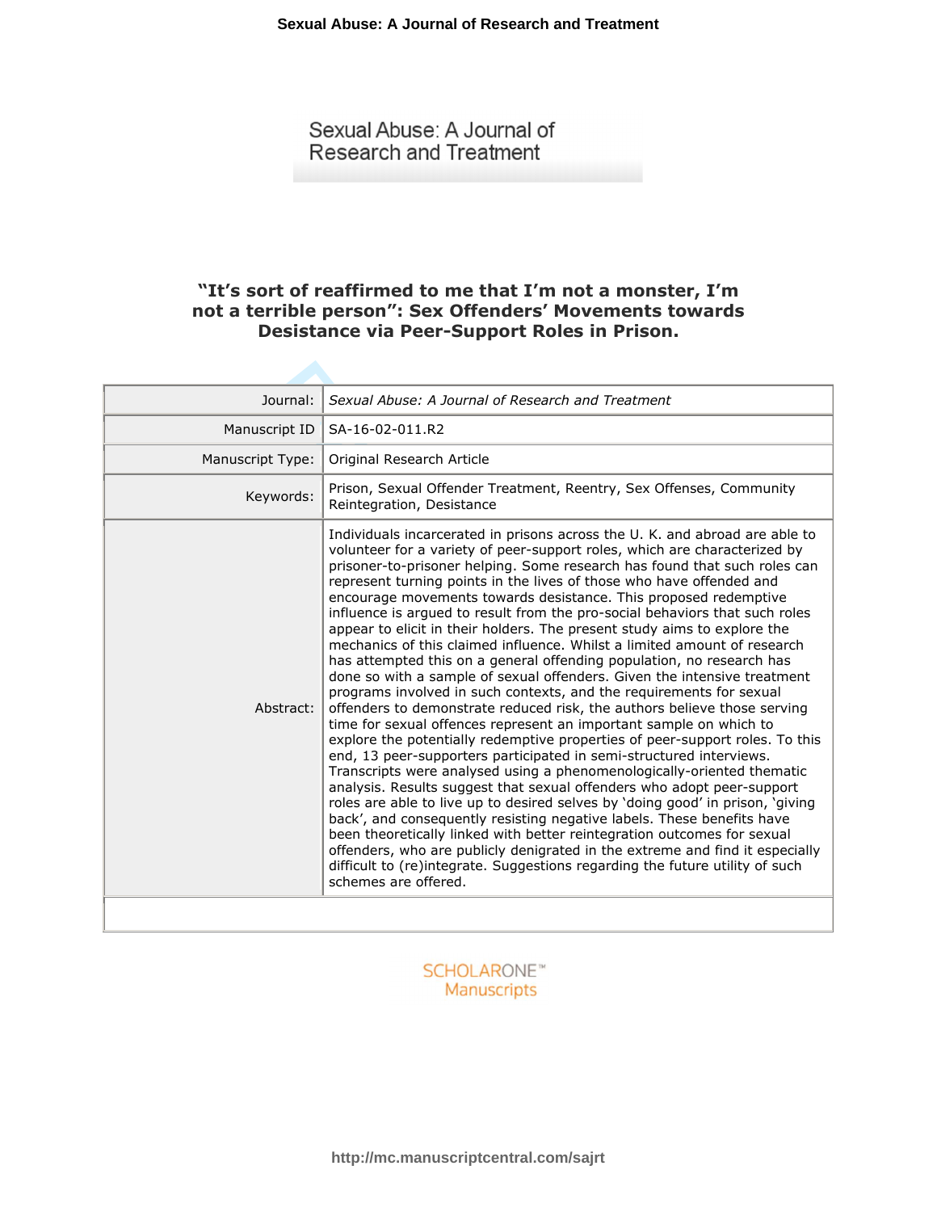Sexual Abuse: A Journal of Research and Treatment

# "It's sort of reaffirmed to me that I'm not a monster, I'm not a terrible person": Sex Offenders' Movements towards Desistance via Peer-Support Roles in Prison.

| | |
|---|---|
| Journal: | *Sexual Abuse: A Journal of Research and Treatment* |
| Manuscript ID | SA-16-02-011.R2 |
| Manuscript Type: | Original Research Article |
| Keywords: | Prison, Sexual Offender Treatment, Reentry, Sex Offenses, Community Reintegration, Desistance |
| Abstract: | Individuals incarcerated in prisons across the U. K. and abroad are able to volunteer for a variety of peer-support roles, which are characterized by prisoner-to-prisoner helping. Some research has found that such roles can represent turning points in the lives of those who have offended and encourage movements towards desistance. This proposed redemptive influence is argued to result from the pro-social behaviors that such roles appear to elicit in their holders. The present study aims to explore the mechanics of this claimed influence. Whilst a limited amount of research has attempted this on a general offending population, no research has done so with a sample of sexual offenders. Given the intensive treatment programs involved in such contexts, and the requirements for sexual offenders to demonstrate reduced risk, the authors believe those serving time for sexual offences represent an important sample on which to explore the potentially redemptive properties of peer-support roles. To this end, 13 peer-supporters participated in semi-structured interviews. Transcripts were analysed using a phenomenologically-oriented thematic analysis. Results suggest that sexual offenders who adopt peer-support roles are able to live up to desired selves by 'doing good' in prison, 'giving back', and consequently resisting negative labels. These benefits have been theoretically linked with better reintegration outcomes for sexual offenders, who are publicly denigrated in the extreme and find it especially difficult to (re)integrate. Suggestions regarding the future utility of such schemes are offered. |

SCHOLARONE™ Manuscripts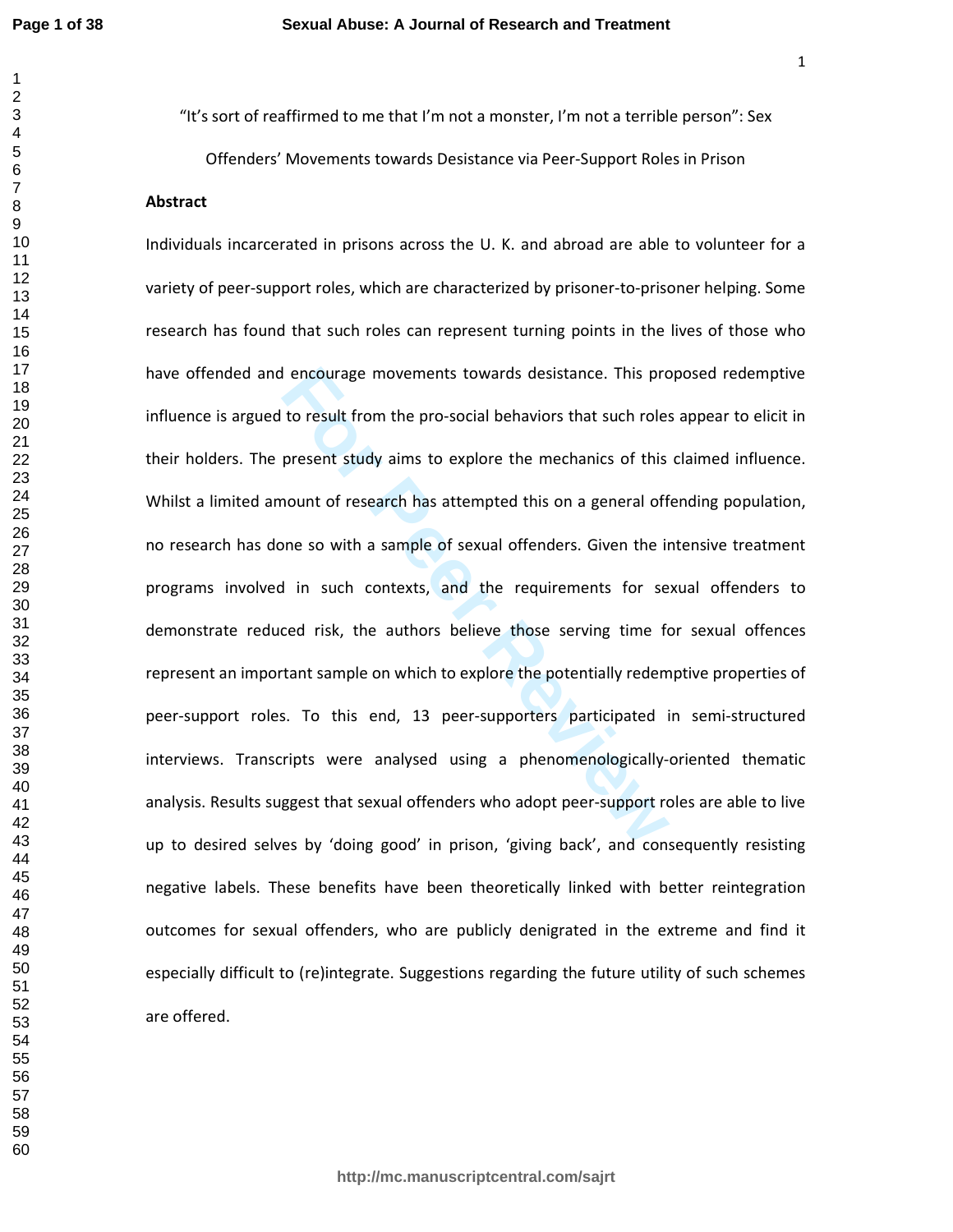“It’s sort of reaffirmed to me that I’m not a monster, I’m not a terrible person”: Sex Offenders’ Movements towards Desistance via Peer-Support Roles in Prison

## Abstract

Individuals incarcerated in prisons across the U. K. and abroad are able to volunteer for a variety of peer-support roles, which are characterized by prisoner-to-prisoner helping. Some research has found that such roles can represent turning points in the lives of those who have offended and encourage movements towards desistance. This proposed redemptive influence is argued to result from the pro-social behaviors that such roles appear to elicit in their holders. The present study aims to explore the mechanics of this claimed influence. Whilst a limited amount of research has attempted this on a general offending population, no research has done so with a sample of sexual offenders. Given the intensive treatment programs involved in such contexts, and the requirements for sexual offenders to demonstrate reduced risk, the authors believe those serving time for sexual offences represent an important sample on which to explore the potentially redemptive properties of peer-support roles. To this end, 13 peer-supporters participated in semi-structured interviews. Transcripts were analysed using a phenomenologically-oriented thematic analysis. Results suggest that sexual offenders who adopt peer-support roles are able to live up to desired selves by ‘doing good’ in prison, ‘giving back’, and consequently resisting negative labels. These benefits have been theoretically linked with better reintegration outcomes for sexual offenders, who are publicly denigrated in the extreme and find it especially difficult to (re)integrate. Suggestions regarding the future utility of such schemes are offered.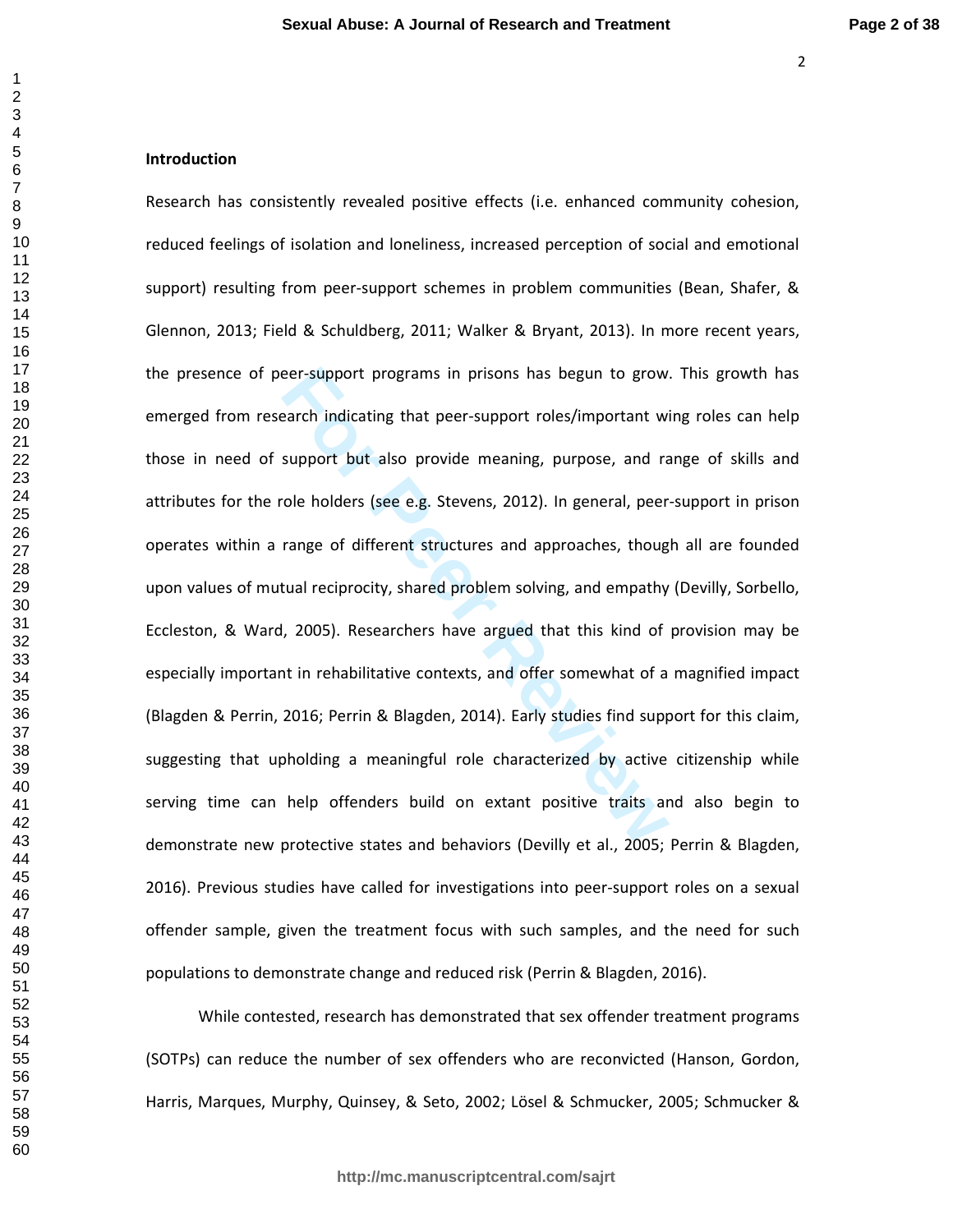## Introduction

Research has consistently revealed positive effects (i.e. enhanced community cohesion, reduced feelings of isolation and loneliness, increased perception of social and emotional support) resulting from peer-support schemes in problem communities (Bean, Shafer, & Glennon, 2013; Field & Schuldberg, 2011; Walker & Bryant, 2013). In more recent years, the presence of peer-support programs in prisons has begun to grow. This growth has emerged from research indicating that peer-support roles/important wing roles can help those in need of support but also provide meaning, purpose, and range of skills and attributes for the role holders (see e.g. Stevens, 2012). In general, peer-support in prison operates within a range of different structures and approaches, though all are founded upon values of mutual reciprocity, shared problem solving, and empathy (Devilly, Sorbello, Eccleston, & Ward, 2005). Researchers have argued that this kind of provision may be especially important in rehabilitative contexts, and offer somewhat of a magnified impact (Blagden & Perrin, 2016; Perrin & Blagden, 2014). Early studies find support for this claim, suggesting that upholding a meaningful role characterized by active citizenship while serving time can help offenders build on extant positive traits and also begin to demonstrate new protective states and behaviors (Devilly et al., 2005; Perrin & Blagden, 2016). Previous studies have called for investigations into peer-support roles on a sexual offender sample, given the treatment focus with such samples, and the need for such populations to demonstrate change and reduced risk (Perrin & Blagden, 2016).

While contested, research has demonstrated that sex offender treatment programs (SOTPs) can reduce the number of sex offenders who are reconvicted (Hanson, Gordon, Harris, Marques, Murphy, Quinsey, & Seto, 2002; Lösel & Schmucker, 2005; Schmucker &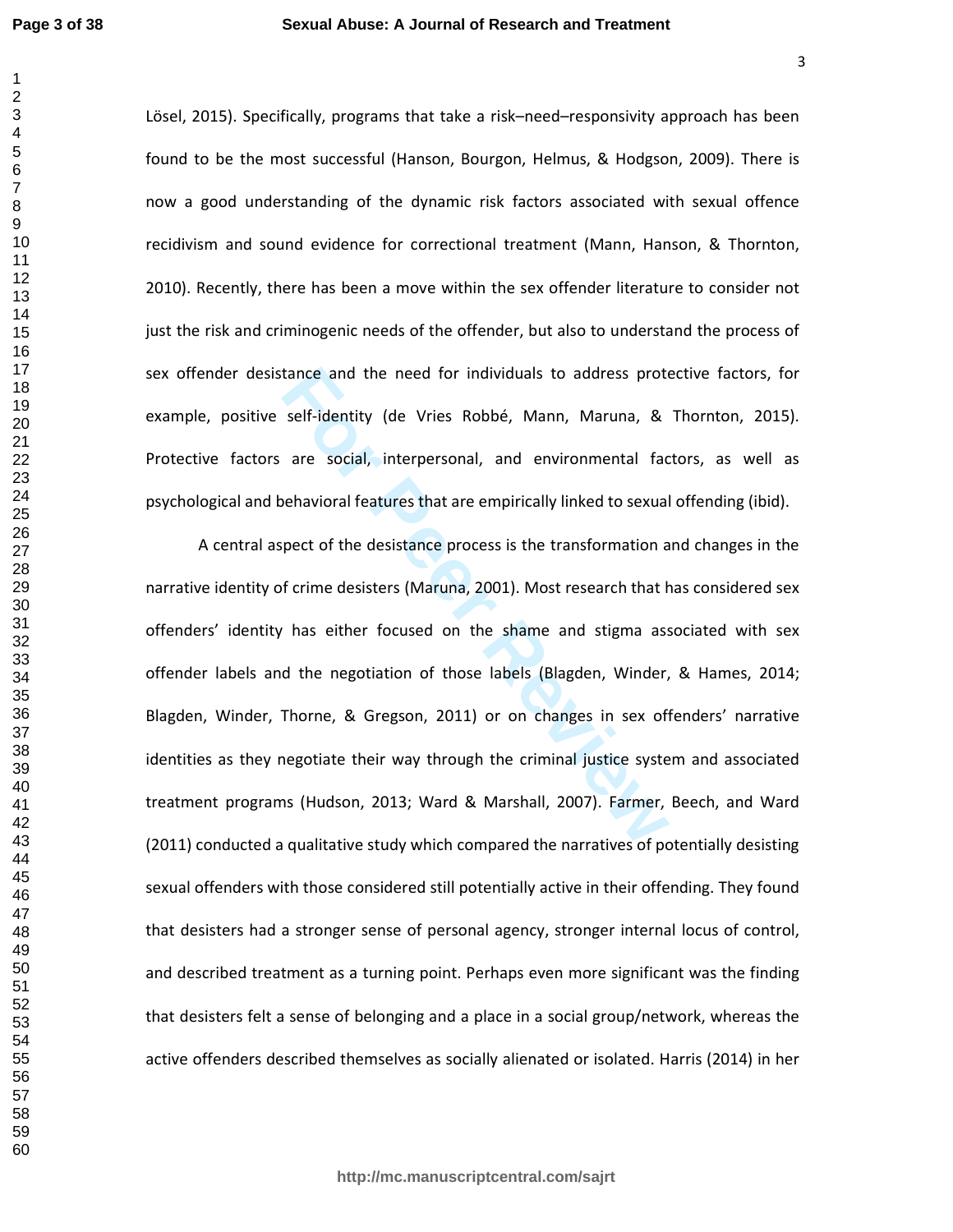Lösel, 2015). Specifically, programs that take a risk–need–responsivity approach has been found to be the most successful (Hanson, Bourgon, Helmus, & Hodgson, 2009). There is now a good understanding of the dynamic risk factors associated with sexual offence recidivism and sound evidence for correctional treatment (Mann, Hanson, & Thornton, 2010). Recently, there has been a move within the sex offender literature to consider not just the risk and criminogenic needs of the offender, but also to understand the process of sex offender desistance and the need for individuals to address protective factors, for example, positive self-identity (de Vries Robbé, Mann, Maruna, & Thornton, 2015). Protective factors are social, interpersonal, and environmental factors, as well as psychological and behavioral features that are empirically linked to sexual offending (ibid).

A central aspect of the desistance process is the transformation and changes in the narrative identity of crime desisters (Maruna, 2001). Most research that has considered sex offenders' identity has either focused on the shame and stigma associated with sex offender labels and the negotiation of those labels (Blagden, Winder, & Hames, 2014; Blagden, Winder, Thorne, & Gregson, 2011) or on changes in sex offenders' narrative identities as they negotiate their way through the criminal justice system and associated treatment programs (Hudson, 2013; Ward & Marshall, 2007). Farmer, Beech, and Ward (2011) conducted a qualitative study which compared the narratives of potentially desisting sexual offenders with those considered still potentially active in their offending. They found that desisters had a stronger sense of personal agency, stronger internal locus of control, and described treatment as a turning point. Perhaps even more significant was the finding that desisters felt a sense of belonging and a place in a social group/network, whereas the active offenders described themselves as socially alienated or isolated. Harris (2014) in her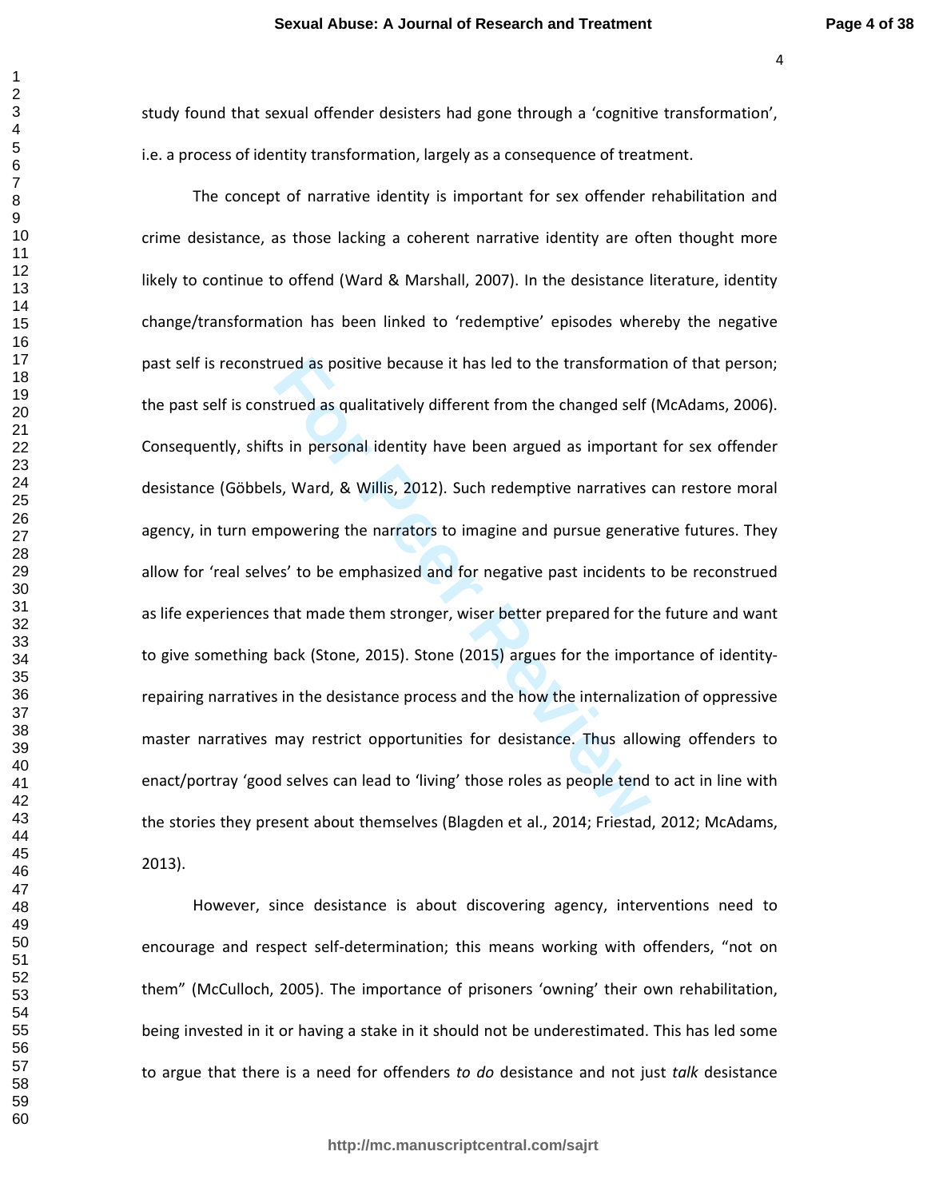study found that sexual offender desisters had gone through a 'cognitive transformation', i.e. a process of identity transformation, largely as a consequence of treatment.

The concept of narrative identity is important for sex offender rehabilitation and crime desistance, as those lacking a coherent narrative identity are often thought more likely to continue to offend (Ward & Marshall, 2007). In the desistance literature, identity change/transformation has been linked to 'redemptive' episodes whereby the negative past self is reconstrued as positive because it has led to the transformation of that person; the past self is construed as qualitatively different from the changed self (McAdams, 2006). Consequently, shifts in personal identity have been argued as important for sex offender desistance (Göbbels, Ward, & Willis, 2012). Such redemptive narratives can restore moral agency, in turn empowering the narrators to imagine and pursue generative futures. They allow for 'real selves' to be emphasized and for negative past incidents to be reconstrued as life experiences that made them stronger, wiser better prepared for the future and want to give something back (Stone, 2015). Stone (2015) argues for the importance of identity-repairing narratives in the desistance process and the how the internalization of oppressive master narratives may restrict opportunities for desistance. Thus allowing offenders to enact/portray 'good selves can lead to 'living' those roles as people tend to act in line with the stories they present about themselves (Blagden et al., 2014; Friestad, 2012; McAdams, 2013).

However, since desistance is about discovering agency, interventions need to encourage and respect self-determination; this means working with offenders, "not on them" (McCulloch, 2005). The importance of prisoners 'owning' their own rehabilitation, being invested in it or having a stake in it should not be underestimated. This has led some to argue that there is a need for offenders *to do* desistance and not just *talk* desistance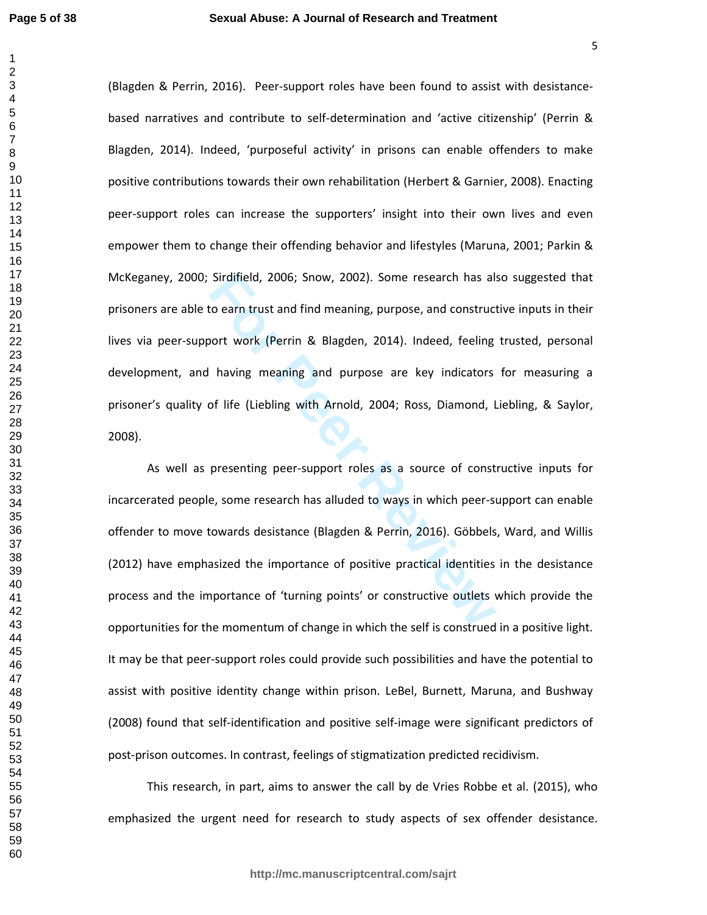(Blagden & Perrin, 2016). Peer-support roles have been found to assist with desistance-based narratives and contribute to self-determination and 'active citizenship' (Perrin & Blagden, 2014). Indeed, 'purposeful activity' in prisons can enable offenders to make positive contributions towards their own rehabilitation (Herbert & Garnier, 2008). Enacting peer-support roles can increase the supporters' insight into their own lives and even empower them to change their offending behavior and lifestyles (Maruna, 2001; Parkin & McKeganey, 2000; Sirdifield, 2006; Snow, 2002). Some research has also suggested that prisoners are able to earn trust and find meaning, purpose, and constructive inputs in their lives via peer-support work (Perrin & Blagden, 2014). Indeed, feeling trusted, personal development, and having meaning and purpose are key indicators for measuring a prisoner's quality of life (Liebling with Arnold, 2004; Ross, Diamond, Liebling, & Saylor, 2008).

As well as presenting peer-support roles as a source of constructive inputs for incarcerated people, some research has alluded to ways in which peer-support can enable offender to move towards desistance (Blagden & Perrin, 2016). Göbbels, Ward, and Willis (2012) have emphasized the importance of positive practical identities in the desistance process and the importance of 'turning points' or constructive outlets which provide the opportunities for the momentum of change in which the self is construed in a positive light. It may be that peer-support roles could provide such possibilities and have the potential to assist with positive identity change within prison. LeBel, Burnett, Maruna, and Bushway (2008) found that self-identification and positive self-image were significant predictors of post-prison outcomes. In contrast, feelings of stigmatization predicted recidivism.

This research, in part, aims to answer the call by de Vries Robbe et al. (2015), who emphasized the urgent need for research to study aspects of sex offender desistance.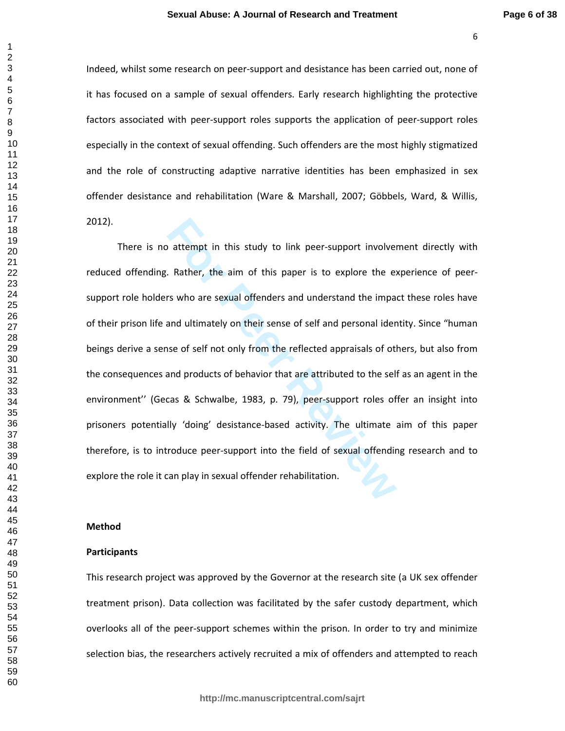Indeed, whilst some research on peer-support and desistance has been carried out, none of it has focused on a sample of sexual offenders. Early research highlighting the protective factors associated with peer-support roles supports the application of peer-support roles especially in the context of sexual offending. Such offenders are the most highly stigmatized and the role of constructing adaptive narrative identities has been emphasized in sex offender desistance and rehabilitation (Ware & Marshall, 2007; Göbbels, Ward, & Willis, 2012).

There is no attempt in this study to link peer-support involvement directly with reduced offending. Rather, the aim of this paper is to explore the experience of peer-support role holders who are sexual offenders and understand the impact these roles have of their prison life and ultimately on their sense of self and personal identity. Since "human beings derive a sense of self not only from the reflected appraisals of others, but also from the consequences and products of behavior that are attributed to the self as an agent in the environment'' (Gecas & Schwalbe, 1983, p. 79), peer-support roles offer an insight into prisoners potentially 'doing' desistance-based activity. The ultimate aim of this paper therefore, is to introduce peer-support into the field of sexual offending research and to explore the role it can play in sexual offender rehabilitation.

## Method

### Participants

This research project was approved by the Governor at the research site (a UK sex offender treatment prison). Data collection was facilitated by the safer custody department, which overlooks all of the peer-support schemes within the prison. In order to try and minimize selection bias, the researchers actively recruited a mix of offenders and attempted to reach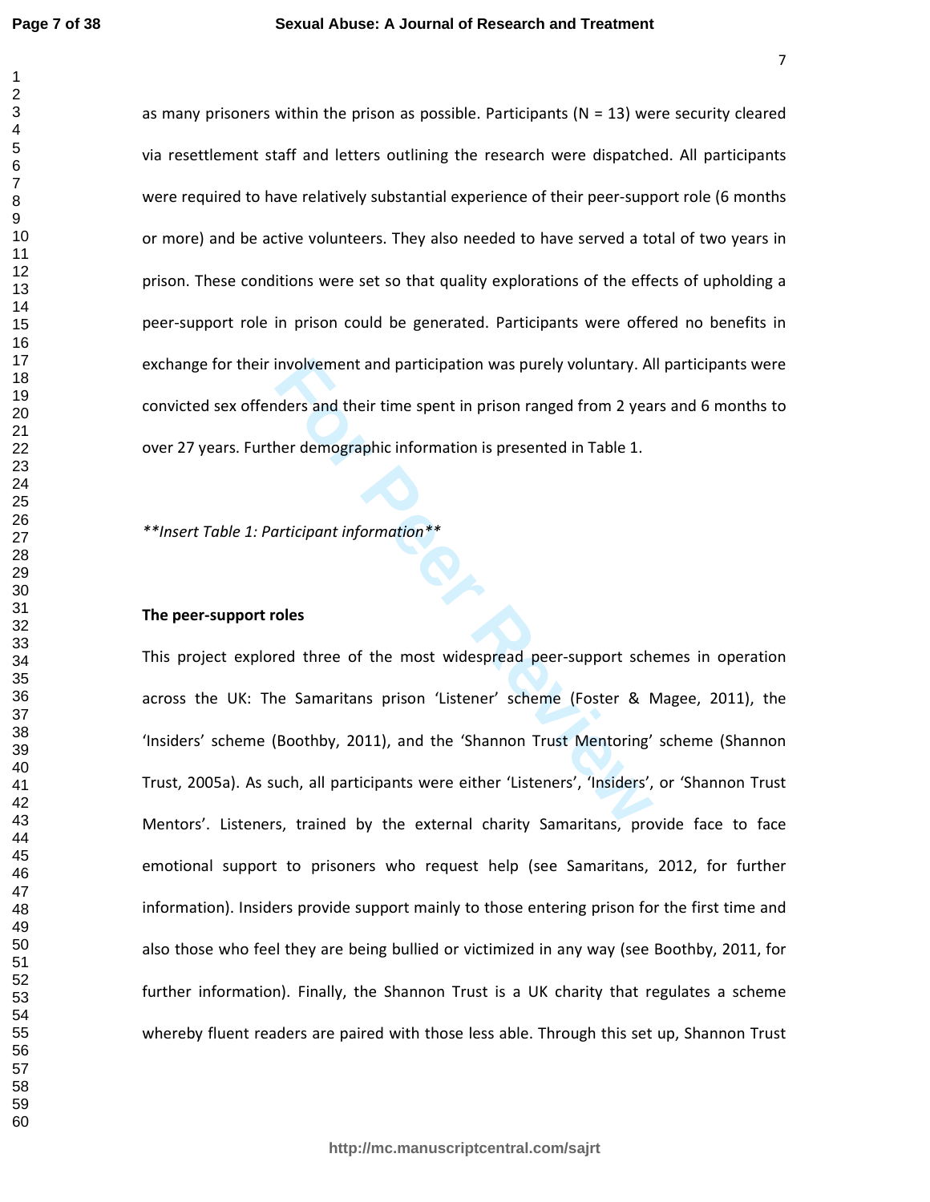as many prisoners within the prison as possible. Participants (N = 13) were security cleared via resettlement staff and letters outlining the research were dispatched. All participants were required to have relatively substantial experience of their peer-support role (6 months or more) and be active volunteers. They also needed to have served a total of two years in prison. These conditions were set so that quality explorations of the effects of upholding a peer-support role in prison could be generated. Participants were offered no benefits in exchange for their involvement and participation was purely voluntary. All participants were convicted sex offenders and their time spent in prison ranged from 2 years and 6 months to over 27 years. Further demographic information is presented in Table 1.

***Insert Table 1: Participant information***

**The peer-support roles**

This project explored three of the most widespread peer-support schemes in operation across the UK: The Samaritans prison 'Listener' scheme (Foster & Magee, 2011), the 'Insiders' scheme (Boothby, 2011), and the 'Shannon Trust Mentoring' scheme (Shannon Trust, 2005a). As such, all participants were either 'Listeners', 'Insiders', or 'Shannon Trust Mentors'. Listeners, trained by the external charity Samaritans, provide face to face emotional support to prisoners who request help (see Samaritans, 2012, for further information). Insiders provide support mainly to those entering prison for the first time and also those who feel they are being bullied or victimized in any way (see Boothby, 2011, for further information). Finally, the Shannon Trust is a UK charity that regulates a scheme whereby fluent readers are paired with those less able. Through this set up, Shannon Trust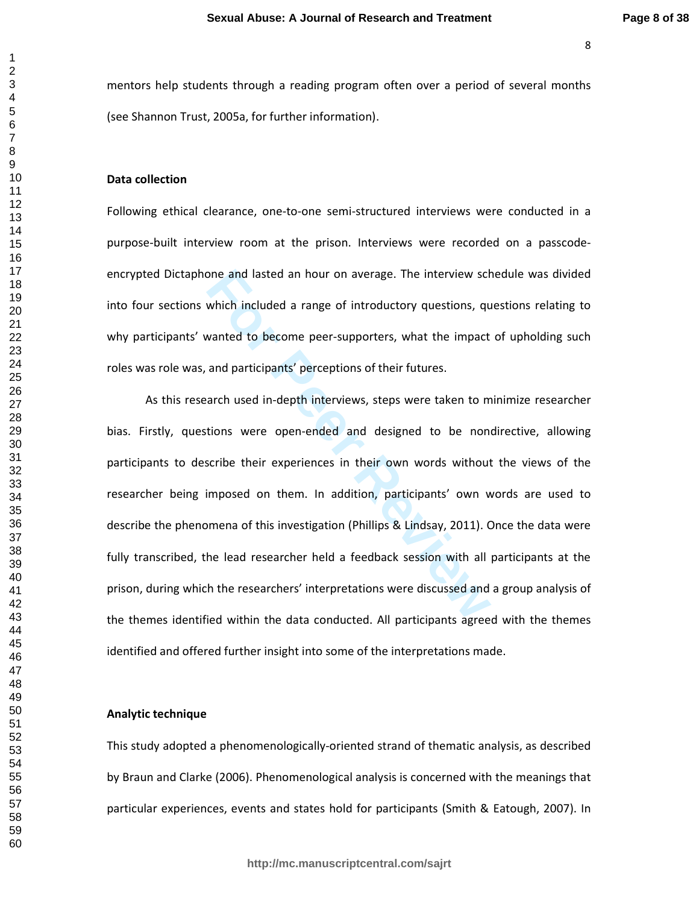mentors help students through a reading program often over a period of several months (see Shannon Trust, 2005a, for further information).

**Data collection**

Following ethical clearance, one-to-one semi-structured interviews were conducted in a purpose-built interview room at the prison. Interviews were recorded on a passcode-encrypted Dictaphone and lasted an hour on average. The interview schedule was divided into four sections which included a range of introductory questions, questions relating to why participants' wanted to become peer-supporters, what the impact of upholding such roles was role was, and participants' perceptions of their futures.

As this research used in-depth interviews, steps were taken to minimize researcher bias. Firstly, questions were open-ended and designed to be nondirective, allowing participants to describe their experiences in their own words without the views of the researcher being imposed on them. In addition, participants' own words are used to describe the phenomena of this investigation (Phillips & Lindsay, 2011). Once the data were fully transcribed, the lead researcher held a feedback session with all participants at the prison, during which the researchers' interpretations were discussed and a group analysis of the themes identified within the data conducted. All participants agreed with the themes identified and offered further insight into some of the interpretations made.

**Analytic technique**

This study adopted a phenomenologically-oriented strand of thematic analysis, as described by Braun and Clarke (2006). Phenomenological analysis is concerned with the meanings that particular experiences, events and states hold for participants (Smith & Eatough, 2007). In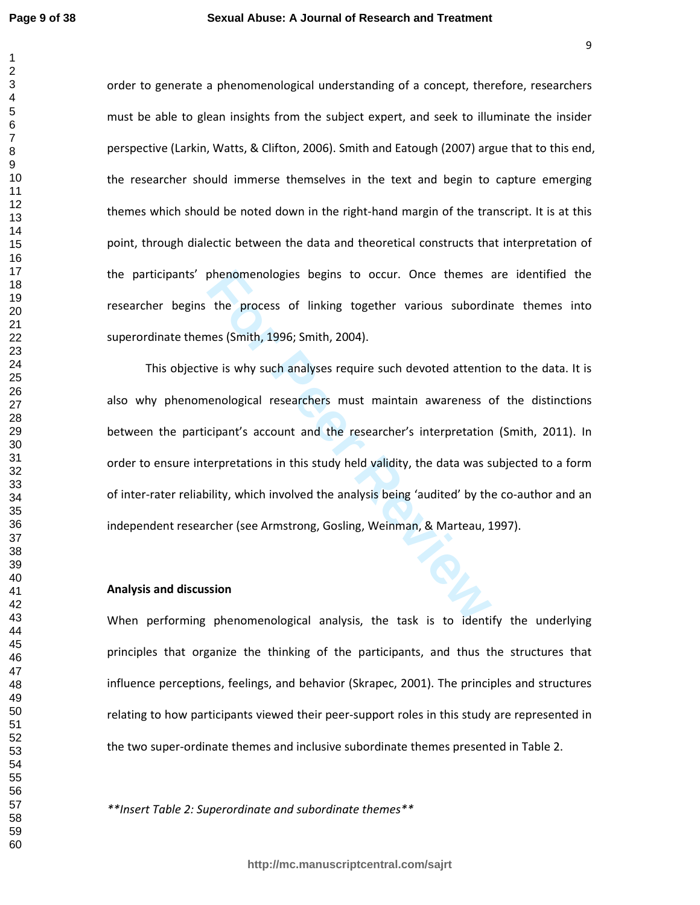order to generate a phenomenological understanding of a concept, therefore, researchers must be able to glean insights from the subject expert, and seek to illuminate the insider perspective (Larkin, Watts, & Clifton, 2006). Smith and Eatough (2007) argue that to this end, the researcher should immerse themselves in the text and begin to capture emerging themes which should be noted down in the right-hand margin of the transcript. It is at this point, through dialectic between the data and theoretical constructs that interpretation of the participants' phenomenologies begins to occur. Once themes are identified the researcher begins the process of linking together various subordinate themes into superordinate themes (Smith, 1996; Smith, 2004).

This objective is why such analyses require such devoted attention to the data. It is also why phenomenological researchers must maintain awareness of the distinctions between the participant's account and the researcher's interpretation (Smith, 2011). In order to ensure interpretations in this study held validity, the data was subjected to a form of inter-rater reliability, which involved the analysis being 'audited' by the co-author and an independent researcher (see Armstrong, Gosling, Weinman, & Marteau, 1997).

## Analysis and discussion

When performing phenomenological analysis, the task is to identify the underlying principles that organize the thinking of the participants, and thus the structures that influence perceptions, feelings, and behavior (Skrapec, 2001). The principles and structures relating to how participants viewed their peer-support roles in this study are represented in the two super-ordinate themes and inclusive subordinate themes presented in Table 2.

*\*\*Insert Table 2: Superordinate and subordinate themes\*\**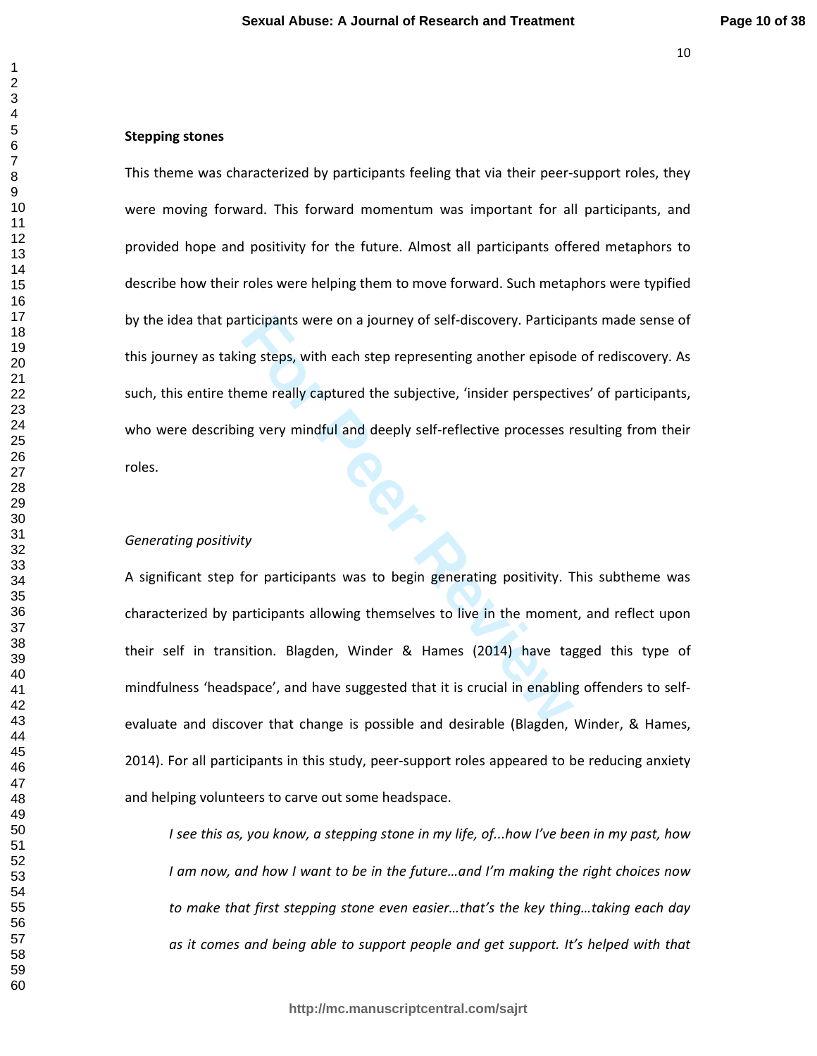**Stepping stones**

This theme was characterized by participants feeling that via their peer-support roles, they were moving forward. This forward momentum was important for all participants, and provided hope and positivity for the future. Almost all participants offered metaphors to describe how their roles were helping them to move forward. Such metaphors were typified by the idea that participants were on a journey of self-discovery. Participants made sense of this journey as taking steps, with each step representing another episode of rediscovery. As such, this entire theme really captured the subjective, 'insider perspectives' of participants, who were describing very mindful and deeply self-reflective processes resulting from their roles.

*Generating positivity*

A significant step for participants was to begin generating positivity. This subtheme was characterized by participants allowing themselves to live in the moment, and reflect upon their self in transition. Blagden, Winder & Hames (2014) have tagged this type of mindfulness 'headspace', and have suggested that it is crucial in enabling offenders to self-evaluate and discover that change is possible and desirable (Blagden, Winder, & Hames, 2014). For all participants in this study, peer-support roles appeared to be reducing anxiety and helping volunteers to carve out some headspace.

> *I see this as, you know, a stepping stone in my life, of...how I've been in my past, how I am now, and how I want to be in the future…and I'm making the right choices now to make that first stepping stone even easier…that's the key thing…taking each day as it comes and being able to support people and get support. It's helped with that*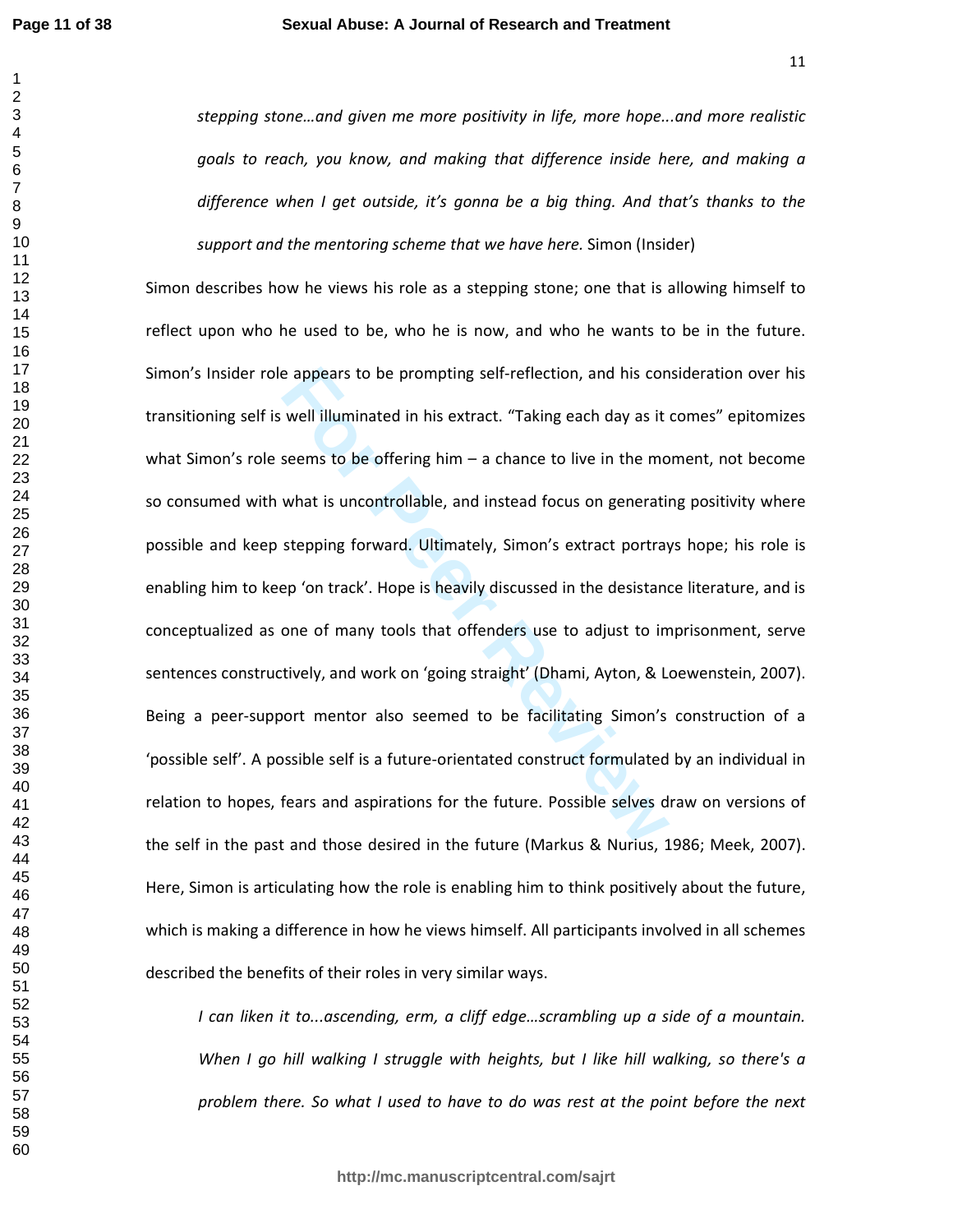> *stepping stone…and given me more positivity in life, more hope...and more realistic goals to reach, you know, and making that difference inside here, and making a difference when I get outside, it's gonna be a big thing. And that's thanks to the support and the mentoring scheme that we have here.* Simon (Insider)

Simon describes how he views his role as a stepping stone; one that is allowing himself to reflect upon who he used to be, who he is now, and who he wants to be in the future. Simon's Insider role appears to be prompting self-reflection, and his consideration over his transitioning self is well illuminated in his extract. "Taking each day as it comes" epitomizes what Simon's role seems to be offering him – a chance to live in the moment, not become so consumed with what is uncontrollable, and instead focus on generating positivity where possible and keep stepping forward. Ultimately, Simon's extract portrays hope; his role is enabling him to keep 'on track'. Hope is heavily discussed in the desistance literature, and is conceptualized as one of many tools that offenders use to adjust to imprisonment, serve sentences constructively, and work on 'going straight' (Dhami, Ayton, & Loewenstein, 2007). Being a peer-support mentor also seemed to be facilitating Simon's construction of a 'possible self'. A possible self is a future-orientated construct formulated by an individual in relation to hopes, fears and aspirations for the future. Possible selves draw on versions of the self in the past and those desired in the future (Markus & Nurius, 1986; Meek, 2007). Here, Simon is articulating how the role is enabling him to think positively about the future, which is making a difference in how he views himself. All participants involved in all schemes described the benefits of their roles in very similar ways.

> *I can liken it to...ascending, erm, a cliff edge…scrambling up a side of a mountain. When I go hill walking I struggle with heights, but I like hill walking, so there's a problem there. So what I used to have to do was rest at the point before the next*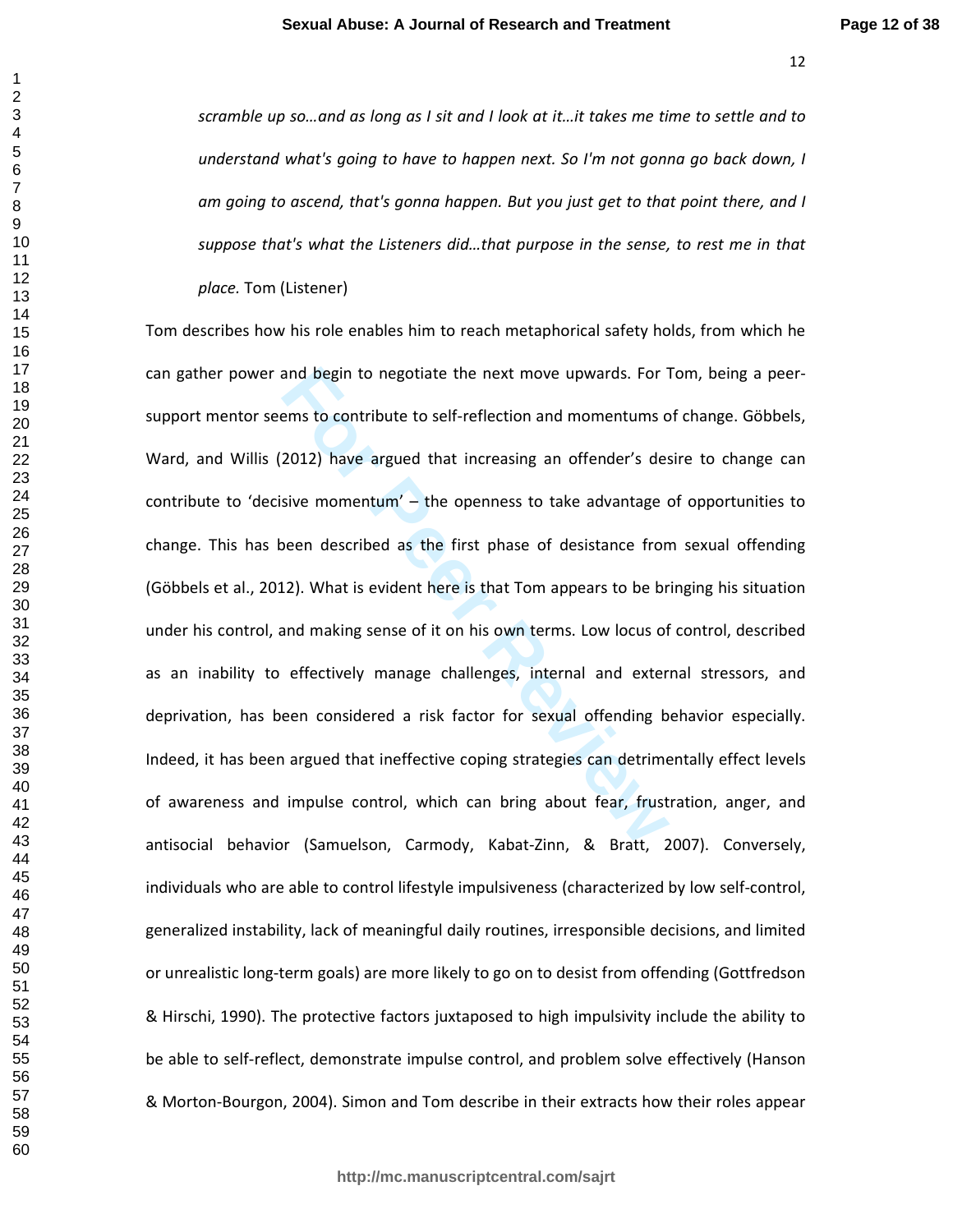*scramble up so…and as long as I sit and I look at it…it takes me time to settle and to understand what's going to have to happen next. So I'm not gonna go back down, I am going to ascend, that's gonna happen. But you just get to that point there, and I suppose that's what the Listeners did…that purpose in the sense, to rest me in that place.* Tom (Listener)

Tom describes how his role enables him to reach metaphorical safety holds, from which he can gather power and begin to negotiate the next move upwards. For Tom, being a peer-support mentor seems to contribute to self-reflection and momentums of change. Göbbels, Ward, and Willis (2012) have argued that increasing an offender's desire to change can contribute to 'decisive momentum' – the openness to take advantage of opportunities to change. This has been described as the first phase of desistance from sexual offending (Göbbels et al., 2012). What is evident here is that Tom appears to be bringing his situation under his control, and making sense of it on his own terms. Low locus of control, described as an inability to effectively manage challenges, internal and external stressors, and deprivation, has been considered a risk factor for sexual offending behavior especially. Indeed, it has been argued that ineffective coping strategies can detrimentally effect levels of awareness and impulse control, which can bring about fear, frustration, anger, and antisocial behavior (Samuelson, Carmody, Kabat-Zinn, & Bratt, 2007). Conversely, individuals who are able to control lifestyle impulsiveness (characterized by low self-control, generalized instability, lack of meaningful daily routines, irresponsible decisions, and limited or unrealistic long-term goals) are more likely to go on to desist from offending (Gottfredson & Hirschi, 1990). The protective factors juxtaposed to high impulsivity include the ability to be able to self-reflect, demonstrate impulse control, and problem solve effectively (Hanson & Morton-Bourgon, 2004). Simon and Tom describe in their extracts how their roles appear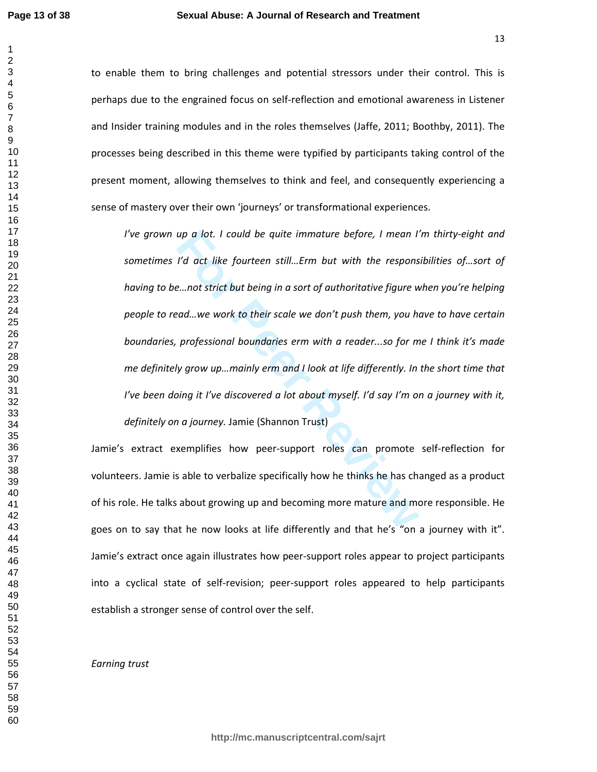to enable them to bring challenges and potential stressors under their control. This is perhaps due to the engrained focus on self-reflection and emotional awareness in Listener and Insider training modules and in the roles themselves (Jaffe, 2011; Boothby, 2011). The processes being described in this theme were typified by participants taking control of the present moment, allowing themselves to think and feel, and consequently experiencing a sense of mastery over their own 'journeys' or transformational experiences.

> *I've grown up a lot. I could be quite immature before, I mean I'm thirty-eight and sometimes I'd act like fourteen still…Erm but with the responsibilities of…sort of having to be…not strict but being in a sort of authoritative figure when you're helping people to read…we work to their scale we don't push them, you have to have certain boundaries, professional boundaries erm with a reader...so for me I think it's made me definitely grow up…mainly erm and I look at life differently. In the short time that I've been doing it I've discovered a lot about myself. I'd say I'm on a journey with it, definitely on a journey.* Jamie (Shannon Trust)

Jamie's extract exemplifies how peer-support roles can promote self-reflection for volunteers. Jamie is able to verbalize specifically how he thinks he has changed as a product of his role. He talks about growing up and becoming more mature and more responsible. He goes on to say that he now looks at life differently and that he's "on a journey with it". Jamie's extract once again illustrates how peer-support roles appear to project participants into a cyclical state of self-revision; peer-support roles appeared to help participants establish a stronger sense of control over the self.

*Earning trust*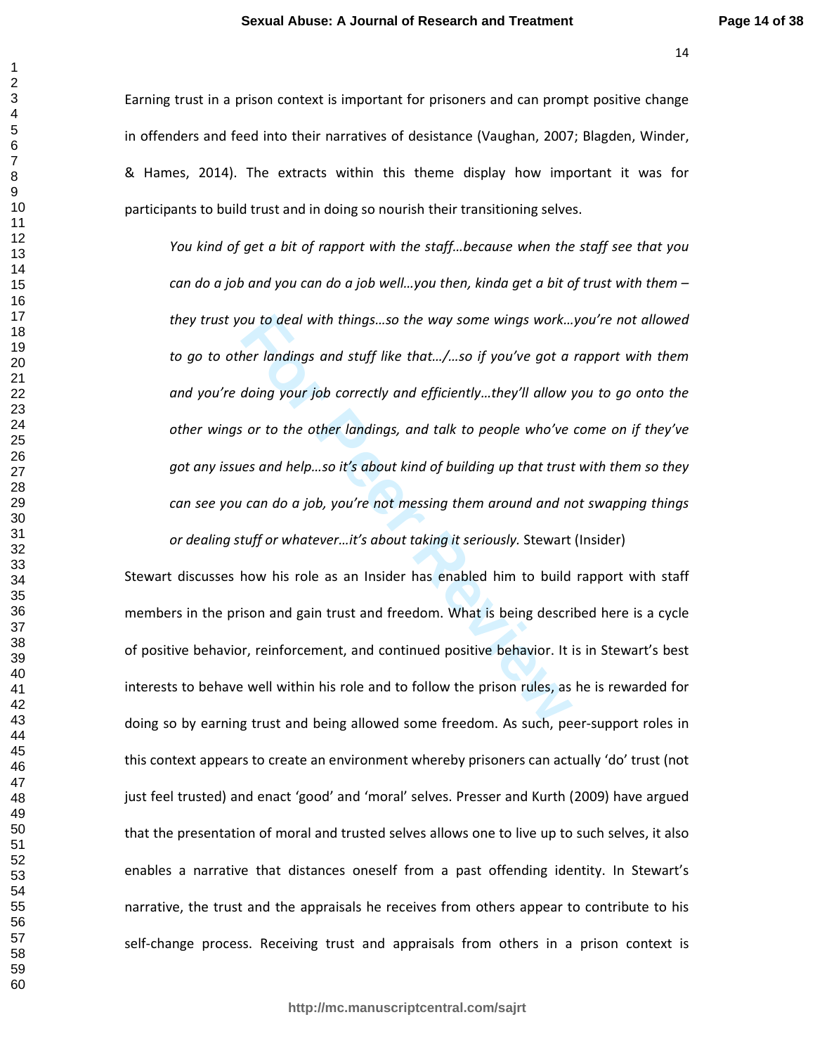Earning trust in a prison context is important for prisoners and can prompt positive change in offenders and feed into their narratives of desistance (Vaughan, 2007; Blagden, Winder, & Hames, 2014). The extracts within this theme display how important it was for participants to build trust and in doing so nourish their transitioning selves.

> *You kind of get a bit of rapport with the staff…because when the staff see that you can do a job and you can do a job well…you then, kinda get a bit of trust with them – they trust you to deal with things…so the way some wings work…you're not allowed to go to other landings and stuff like that…/…so if you've got a rapport with them and you're doing your job correctly and efficiently…they'll allow you to go onto the other wings or to the other landings, and talk to people who've come on if they've got any issues and help…so it's about kind of building up that trust with them so they can see you can do a job, you're not messing them around and not swapping things or dealing stuff or whatever…it's about taking it seriously*. Stewart (Insider)

Stewart discusses how his role as an Insider has enabled him to build rapport with staff members in the prison and gain trust and freedom. What is being described here is a cycle of positive behavior, reinforcement, and continued positive behavior. It is in Stewart's best interests to behave well within his role and to follow the prison rules, as he is rewarded for doing so by earning trust and being allowed some freedom. As such, peer-support roles in this context appears to create an environment whereby prisoners can actually 'do' trust (not just feel trusted) and enact 'good' and 'moral' selves. Presser and Kurth (2009) have argued that the presentation of moral and trusted selves allows one to live up to such selves, it also enables a narrative that distances oneself from a past offending identity. In Stewart's narrative, the trust and the appraisals he receives from others appear to contribute to his self-change process. Receiving trust and appraisals from others in a prison context is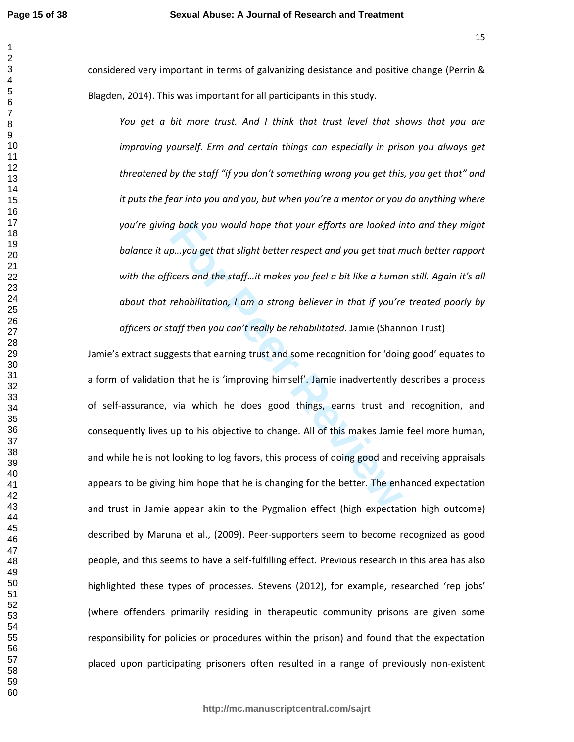considered very important in terms of galvanizing desistance and positive change (Perrin & Blagden, 2014). This was important for all participants in this study.

> *You get a bit more trust. And I think that trust level that shows that you are improving yourself. Erm and certain things can especially in prison you always get threatened by the staff "if you don't something wrong you get this, you get that" and it puts the fear into you and you, but when you're a mentor or you do anything where you're giving back you would hope that your efforts are looked into and they might balance it up…you get that slight better respect and you get that much better rapport with the officers and the staff…it makes you feel a bit like a human still. Again it's all about that rehabilitation, I am a strong believer in that if you're treated poorly by officers or staff then you can't really be rehabilitated.* Jamie (Shannon Trust)

Jamie's extract suggests that earning trust and some recognition for 'doing good' equates to a form of validation that he is 'improving himself'. Jamie inadvertently describes a process of self-assurance, via which he does good things, earns trust and recognition, and consequently lives up to his objective to change. All of this makes Jamie feel more human, and while he is not looking to log favors, this process of doing good and receiving appraisals appears to be giving him hope that he is changing for the better. The enhanced expectation and trust in Jamie appear akin to the Pygmalion effect (high expectation high outcome) described by Maruna et al., (2009). Peer-supporters seem to become recognized as good people, and this seems to have a self-fulfilling effect. Previous research in this area has also highlighted these types of processes. Stevens (2012), for example, researched 'rep jobs' (where offenders primarily residing in therapeutic community prisons are given some responsibility for policies or procedures within the prison) and found that the expectation placed upon participating prisoners often resulted in a range of previously non-existent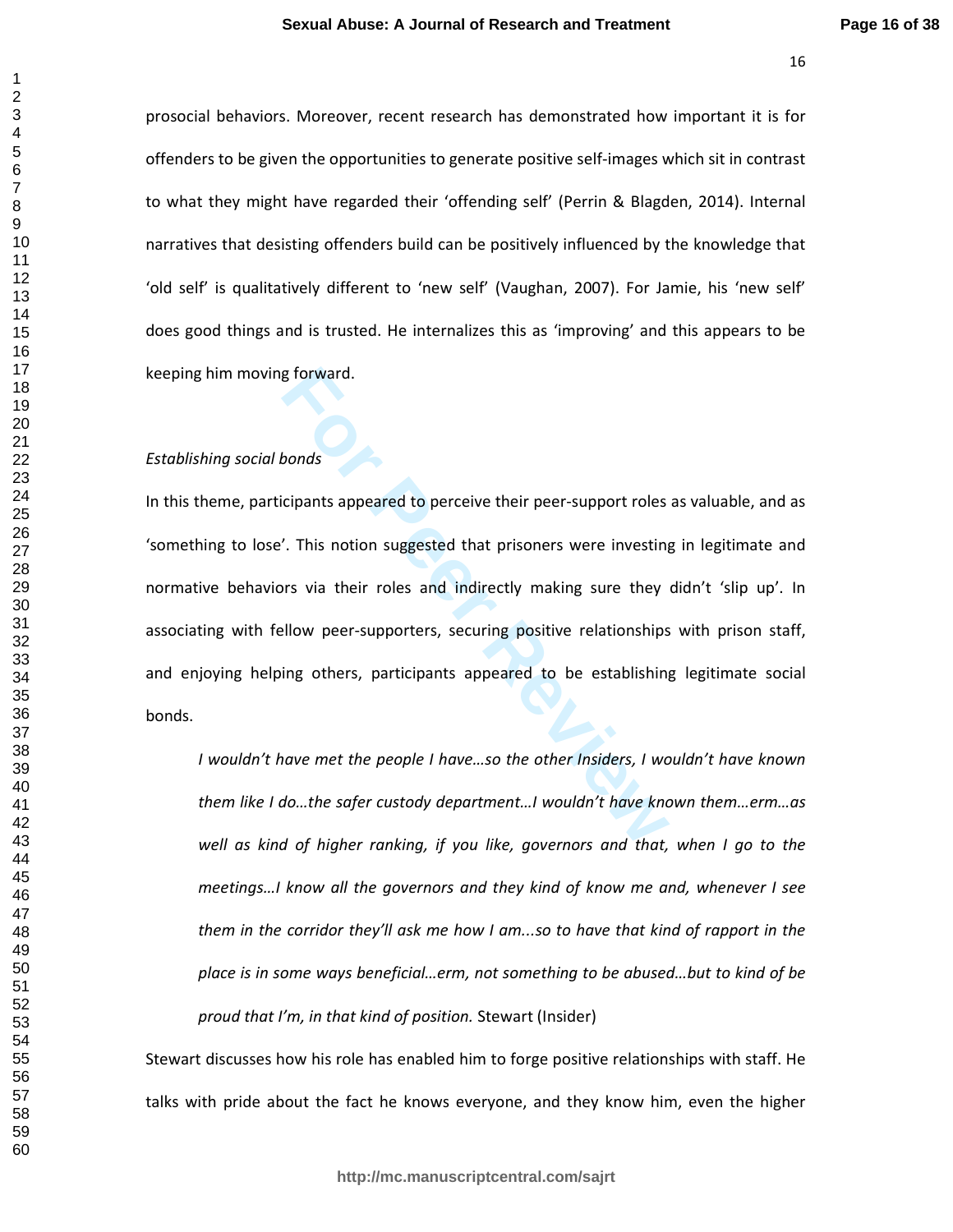prosocial behaviors. Moreover, recent research has demonstrated how important it is for offenders to be given the opportunities to generate positive self-images which sit in contrast to what they might have regarded their 'offending self' (Perrin & Blagden, 2014). Internal narratives that desisting offenders build can be positively influenced by the knowledge that 'old self' is qualitatively different to 'new self' (Vaughan, 2007). For Jamie, his 'new self' does good things and is trusted. He internalizes this as 'improving' and this appears to be keeping him moving forward.

*Establishing social bonds*

In this theme, participants appeared to perceive their peer-support roles as valuable, and as 'something to lose'. This notion suggested that prisoners were investing in legitimate and normative behaviors via their roles and indirectly making sure they didn't 'slip up'. In associating with fellow peer-supporters, securing positive relationships with prison staff, and enjoying helping others, participants appeared to be establishing legitimate social bonds.

> *I wouldn't have met the people I have…so the other Insiders, I wouldn't have known them like I do…the safer custody department…I wouldn't have known them…erm…as well as kind of higher ranking, if you like, governors and that, when I go to the meetings…I know all the governors and they kind of know me and, whenever I see them in the corridor they'll ask me how I am...so to have that kind of rapport in the place is in some ways beneficial…erm, not something to be abused…but to kind of be proud that I'm, in that kind of position.* Stewart (Insider)

Stewart discusses how his role has enabled him to forge positive relationships with staff. He talks with pride about the fact he knows everyone, and they know him, even the higher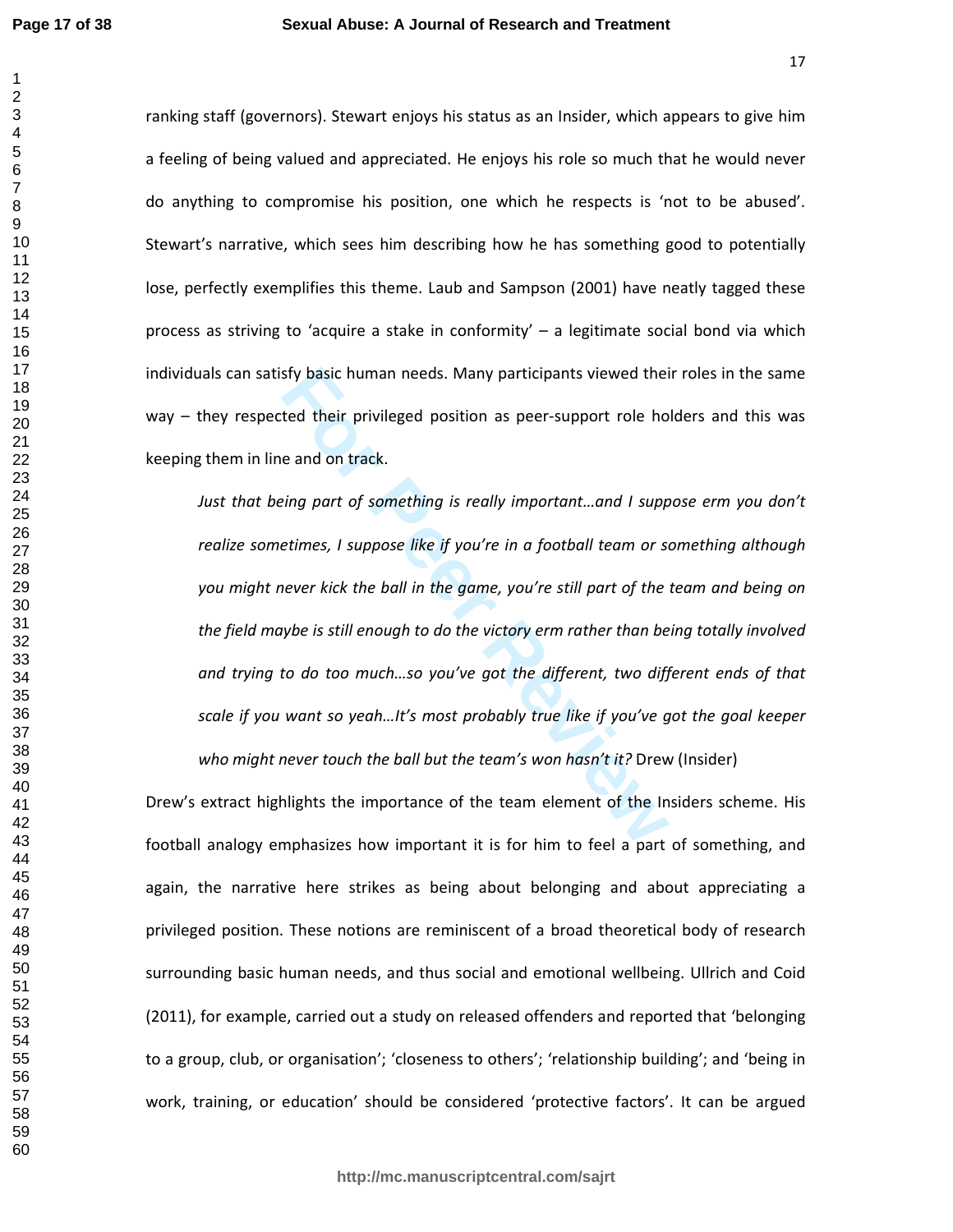ranking staff (governors). Stewart enjoys his status as an Insider, which appears to give him a feeling of being valued and appreciated. He enjoys his role so much that he would never do anything to compromise his position, one which he respects is 'not to be abused'. Stewart's narrative, which sees him describing how he has something good to potentially lose, perfectly exemplifies this theme. Laub and Sampson (2001) have neatly tagged these process as striving to 'acquire a stake in conformity' – a legitimate social bond via which individuals can satisfy basic human needs. Many participants viewed their roles in the same way – they respected their privileged position as peer-support role holders and this was keeping them in line and on track.

> *Just that being part of something is really important…and I suppose erm you don't realize sometimes, I suppose like if you're in a football team or something although you might never kick the ball in the game, you're still part of the team and being on the field maybe is still enough to do the victory erm rather than being totally involved and trying to do too much…so you've got the different, two different ends of that scale if you want so yeah…It's most probably true like if you've got the goal keeper who might never touch the ball but the team's won hasn't it?* Drew (Insider)

Drew's extract highlights the importance of the team element of the Insiders scheme. His football analogy emphasizes how important it is for him to feel a part of something, and again, the narrative here strikes as being about belonging and about appreciating a privileged position. These notions are reminiscent of a broad theoretical body of research surrounding basic human needs, and thus social and emotional wellbeing. Ullrich and Coid (2011), for example, carried out a study on released offenders and reported that 'belonging to a group, club, or organisation'; 'closeness to others'; 'relationship building'; and 'being in work, training, or education' should be considered 'protective factors'. It can be argued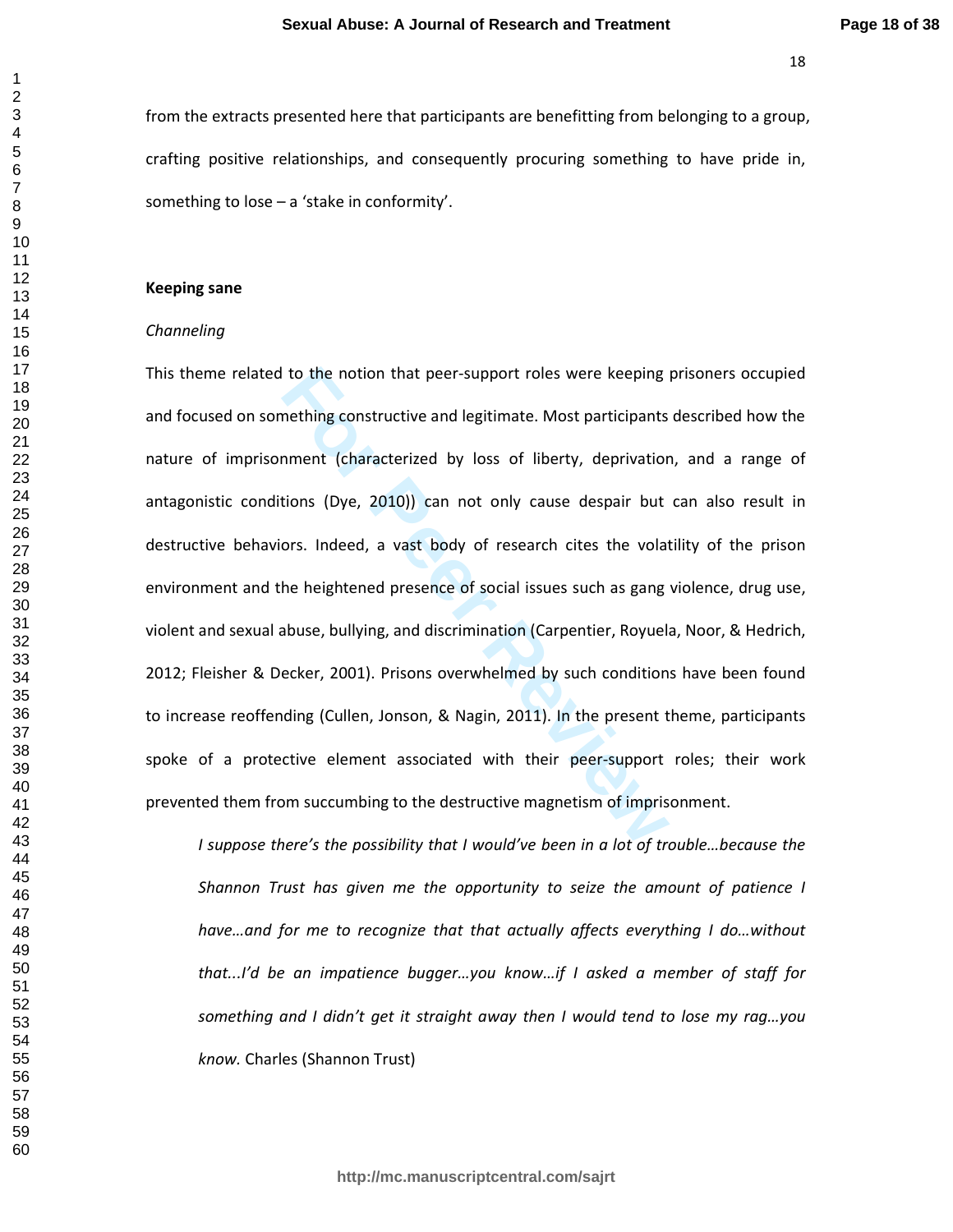from the extracts presented here that participants are benefitting from belonging to a group, crafting positive relationships, and consequently procuring something to have pride in, something to lose – a 'stake in conformity'.

**Keeping sane**

*Channeling*

This theme related to the notion that peer-support roles were keeping prisoners occupied and focused on something constructive and legitimate. Most participants described how the nature of imprisonment (characterized by loss of liberty, deprivation, and a range of antagonistic conditions (Dye, 2010)) can not only cause despair but can also result in destructive behaviors. Indeed, a vast body of research cites the volatility of the prison environment and the heightened presence of social issues such as gang violence, drug use, violent and sexual abuse, bullying, and discrimination (Carpentier, Royuela, Noor, & Hedrich, 2012; Fleisher & Decker, 2001). Prisons overwhelmed by such conditions have been found to increase reoffending (Cullen, Jonson, & Nagin, 2011). In the present theme, participants spoke of a protective element associated with their peer-support roles; their work prevented them from succumbing to the destructive magnetism of imprisonment.

> *I suppose there's the possibility that I would've been in a lot of trouble…because the Shannon Trust has given me the opportunity to seize the amount of patience I have…and for me to recognize that that actually affects everything I do…without that...I'd be an impatience bugger…you know…if I asked a member of staff for something and I didn't get it straight away then I would tend to lose my rag…you know.* Charles (Shannon Trust)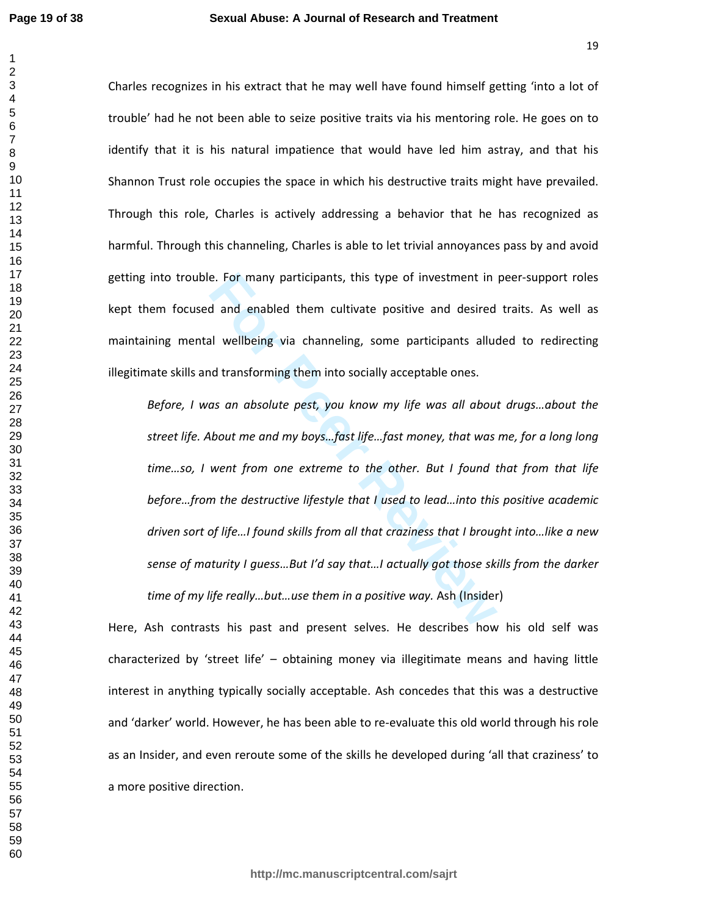Charles recognizes in his extract that he may well have found himself getting 'into a lot of trouble' had he not been able to seize positive traits via his mentoring role. He goes on to identify that it is his natural impatience that would have led him astray, and that his Shannon Trust role occupies the space in which his destructive traits might have prevailed. Through this role, Charles is actively addressing a behavior that he has recognized as harmful. Through this channeling, Charles is able to let trivial annoyances pass by and avoid getting into trouble. For many participants, this type of investment in peer-support roles kept them focused and enabled them cultivate positive and desired traits. As well as maintaining mental wellbeing via channeling, some participants alluded to redirecting illegitimate skills and transforming them into socially acceptable ones.

> *Before, I was an absolute pest, you know my life was all about drugs…about the street life. About me and my boys…fast life…fast money, that was me, for a long long time…so, I went from one extreme to the other. But I found that from that life before…from the destructive lifestyle that I used to lead…into this positive academic driven sort of life…I found skills from all that craziness that I brought into…like a new sense of maturity I guess…But I'd say that…I actually got those skills from the darker time of my life really…but…use them in a positive way.* Ash (Insider)

Here, Ash contrasts his past and present selves. He describes how his old self was characterized by 'street life' – obtaining money via illegitimate means and having little interest in anything typically socially acceptable. Ash concedes that this was a destructive and 'darker' world. However, he has been able to re-evaluate this old world through his role as an Insider, and even reroute some of the skills he developed during 'all that craziness' to a more positive direction.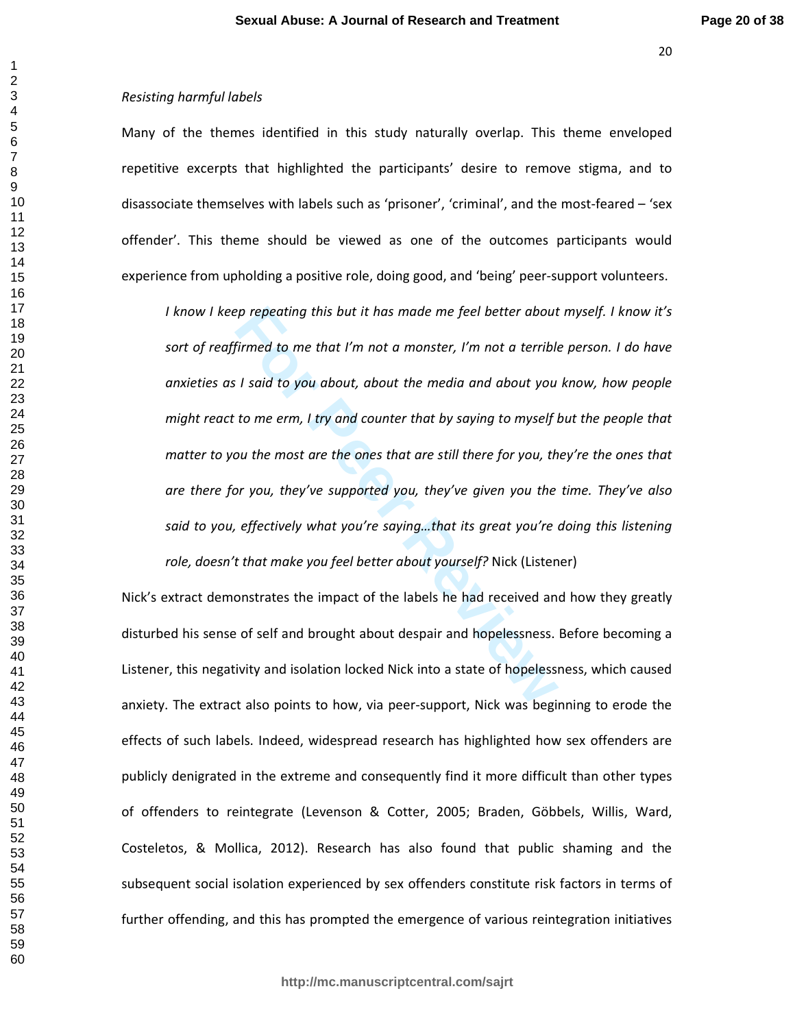*Resisting harmful labels*

Many of the themes identified in this study naturally overlap. This theme enveloped repetitive excerpts that highlighted the participants' desire to remove stigma, and to disassociate themselves with labels such as 'prisoner', 'criminal', and the most-feared – 'sex offender'. This theme should be viewed as one of the outcomes participants would experience from upholding a positive role, doing good, and 'being' peer-support volunteers.

> *I know I keep repeating this but it has made me feel better about myself. I know it's sort of reaffirmed to me that I'm not a monster, I'm not a terrible person. I do have anxieties as I said to you about, about the media and about you know, how people might react to me erm, I try and counter that by saying to myself but the people that matter to you the most are the ones that are still there for you, they're the ones that are there for you, they've supported you, they've given you the time. They've also said to you, effectively what you're saying…that its great you're doing this listening role, doesn't that make you feel better about yourself?* Nick (Listener)

Nick's extract demonstrates the impact of the labels he had received and how they greatly disturbed his sense of self and brought about despair and hopelessness. Before becoming a Listener, this negativity and isolation locked Nick into a state of hopelessness, which caused anxiety. The extract also points to how, via peer-support, Nick was beginning to erode the effects of such labels. Indeed, widespread research has highlighted how sex offenders are publicly denigrated in the extreme and consequently find it more difficult than other types of offenders to reintegrate (Levenson & Cotter, 2005; Braden, Göbbels, Willis, Ward, Costeletos, & Mollica, 2012). Research has also found that public shaming and the subsequent social isolation experienced by sex offenders constitute risk factors in terms of further offending, and this has prompted the emergence of various reintegration initiatives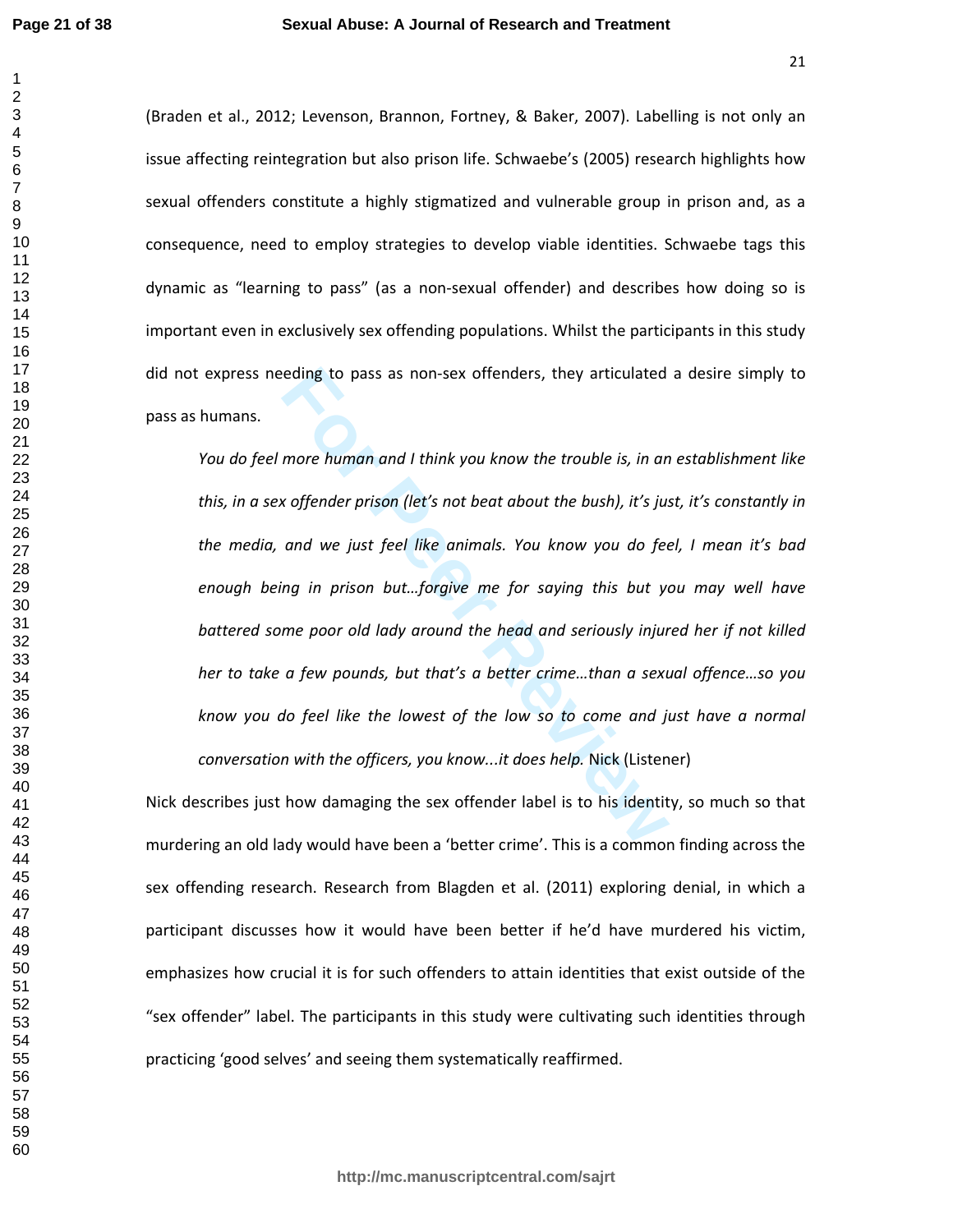(Braden et al., 2012; Levenson, Brannon, Fortney, & Baker, 2007). Labelling is not only an issue affecting reintegration but also prison life. Schwaebe's (2005) research highlights how sexual offenders constitute a highly stigmatized and vulnerable group in prison and, as a consequence, need to employ strategies to develop viable identities. Schwaebe tags this dynamic as "learning to pass" (as a non-sexual offender) and describes how doing so is important even in exclusively sex offending populations. Whilst the participants in this study did not express needing to pass as non-sex offenders, they articulated a desire simply to pass as humans.

> *You do feel more human and I think you know the trouble is, in an establishment like this, in a sex offender prison (let's not beat about the bush), it's just, it's constantly in the media, and we just feel like animals. You know you do feel, I mean it's bad enough being in prison but…forgive me for saying this but you may well have battered some poor old lady around the head and seriously injured her if not killed her to take a few pounds, but that's a better crime…than a sexual offence…so you know you do feel like the lowest of the low so to come and just have a normal conversation with the officers, you know...it does help.* Nick (Listener)

Nick describes just how damaging the sex offender label is to his identity, so much so that murdering an old lady would have been a 'better crime'. This is a common finding across the sex offending research. Research from Blagden et al. (2011) exploring denial, in which a participant discusses how it would have been better if he'd have murdered his victim, emphasizes how crucial it is for such offenders to attain identities that exist outside of the "sex offender" label. The participants in this study were cultivating such identities through practicing 'good selves' and seeing them systematically reaffirmed.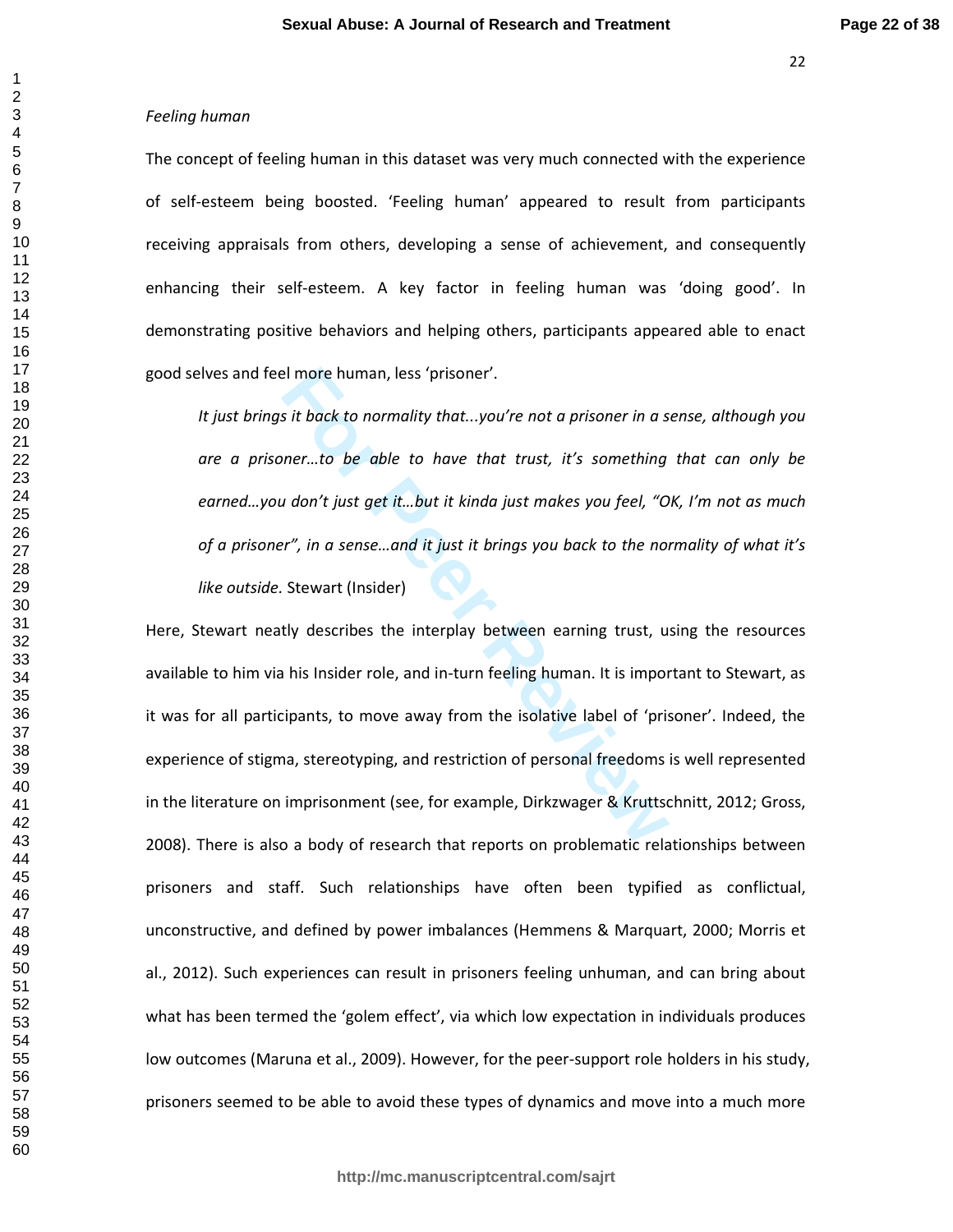*Feeling human*

The concept of feeling human in this dataset was very much connected with the experience of self-esteem being boosted. ‘Feeling human’ appeared to result from participants receiving appraisals from others, developing a sense of achievement, and consequently enhancing their self-esteem. A key factor in feeling human was ‘doing good’. In demonstrating positive behaviors and helping others, participants appeared able to enact good selves and feel more human, less ‘prisoner’.

> *It just brings it back to normality that...you’re not a prisoner in a sense, although you are a prisoner…to be able to have that trust, it’s something that can only be earned…you don’t just get it…but it kinda just makes you feel, “OK, I’m not as much of a prisoner”, in a sense…and it just it brings you back to the normality of what it’s like outside.* Stewart (Insider)

Here, Stewart neatly describes the interplay between earning trust, using the resources available to him via his Insider role, and in-turn feeling human. It is important to Stewart, as it was for all participants, to move away from the isolative label of ‘prisoner’. Indeed, the experience of stigma, stereotyping, and restriction of personal freedoms is well represented in the literature on imprisonment (see, for example, Dirkzwager & Kruttschnitt, 2012; Gross, 2008). There is also a body of research that reports on problematic relationships between prisoners and staff. Such relationships have often been typified as conflictual, unconstructive, and defined by power imbalances (Hemmens & Marquart, 2000; Morris et al., 2012). Such experiences can result in prisoners feeling unhuman, and can bring about what has been termed the ‘golem effect’, via which low expectation in individuals produces low outcomes (Maruna et al., 2009). However, for the peer-support role holders in his study, prisoners seemed to be able to avoid these types of dynamics and move into a much more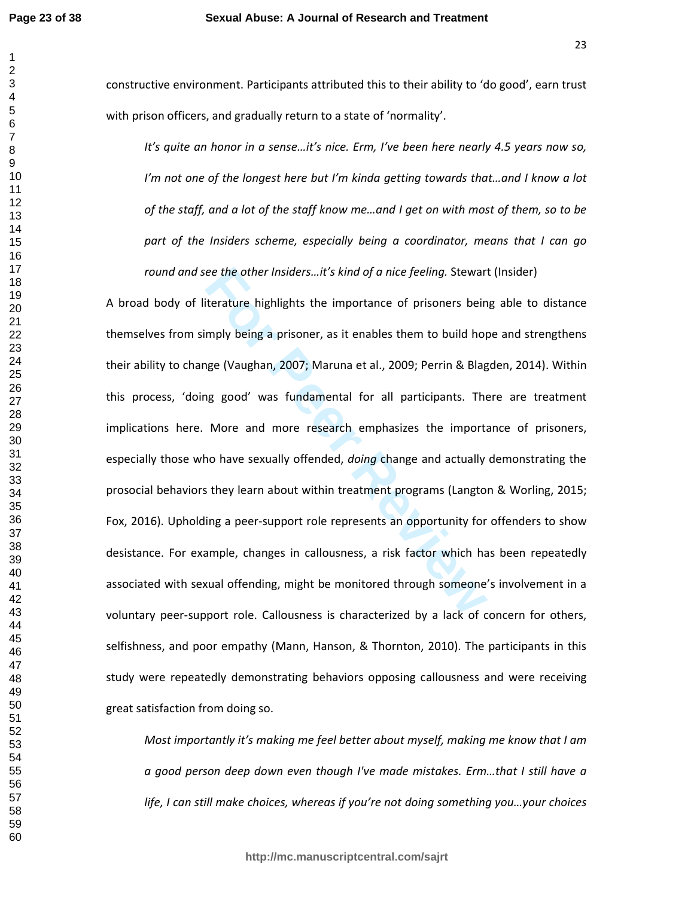constructive environment. Participants attributed this to their ability to 'do good', earn trust with prison officers, and gradually return to a state of 'normality'.

> *It's quite an honor in a sense…it's nice. Erm, I've been here nearly 4.5 years now so, I'm not one of the longest here but I'm kinda getting towards that…and I know a lot of the staff, and a lot of the staff know me…and I get on with most of them, so to be part of the Insiders scheme, especially being a coordinator, means that I can go round and see the other Insiders…it's kind of a nice feeling.* Stewart (Insider)

A broad body of literature highlights the importance of prisoners being able to distance themselves from simply being a prisoner, as it enables them to build hope and strengthens their ability to change (Vaughan, 2007; Maruna et al., 2009; Perrin & Blagden, 2014). Within this process, 'doing good' was fundamental for all participants. There are treatment implications here. More and more research emphasizes the importance of prisoners, especially those who have sexually offended, *doing* change and actually demonstrating the prosocial behaviors they learn about within treatment programs (Langton & Worling, 2015; Fox, 2016). Upholding a peer-support role represents an opportunity for offenders to show desistance. For example, changes in callousness, a risk factor which has been repeatedly associated with sexual offending, might be monitored through someone's involvement in a voluntary peer-support role. Callousness is characterized by a lack of concern for others, selfishness, and poor empathy (Mann, Hanson, & Thornton, 2010). The participants in this study were repeatedly demonstrating behaviors opposing callousness and were receiving great satisfaction from doing so.

> *Most importantly it's making me feel better about myself, making me know that I am a good person deep down even though I've made mistakes. Erm…that I still have a life, I can still make choices, whereas if you're not doing something you…your choices*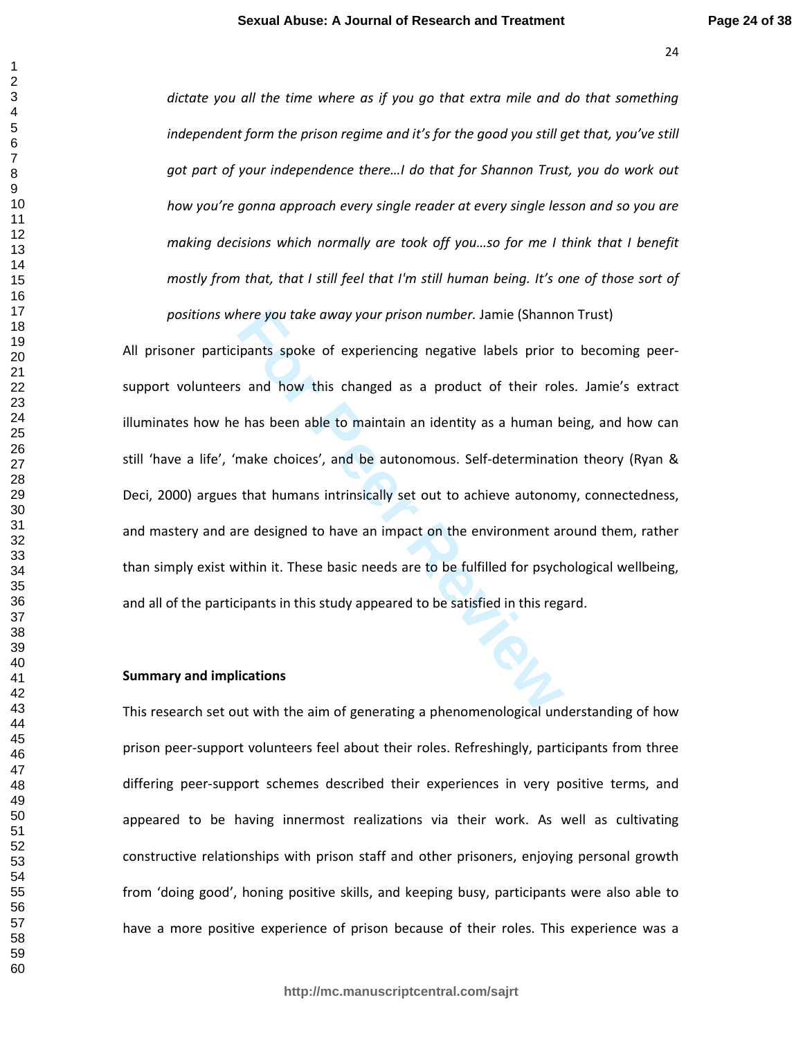*dictate you all the time where as if you go that extra mile and do that something independent form the prison regime and it's for the good you still get that, you've still got part of your independence there…I do that for Shannon Trust, you do work out how you're gonna approach every single reader at every single lesson and so you are making decisions which normally are took off you…so for me I think that I benefit mostly from that, that I still feel that I'm still human being. It's one of those sort of positions where you take away your prison number.* Jamie (Shannon Trust)

All prisoner participants spoke of experiencing negative labels prior to becoming peer-support volunteers and how this changed as a product of their roles. Jamie's extract illuminates how he has been able to maintain an identity as a human being, and how can still 'have a life', 'make choices', and be autonomous. Self-determination theory (Ryan & Deci, 2000) argues that humans intrinsically set out to achieve autonomy, connectedness, and mastery and are designed to have an impact on the environment around them, rather than simply exist within it. These basic needs are to be fulfilled for psychological wellbeing, and all of the participants in this study appeared to be satisfied in this regard.

**Summary and implications**

This research set out with the aim of generating a phenomenological understanding of how prison peer-support volunteers feel about their roles. Refreshingly, participants from three differing peer-support schemes described their experiences in very positive terms, and appeared to be having innermost realizations via their work. As well as cultivating constructive relationships with prison staff and other prisoners, enjoying personal growth from 'doing good', honing positive skills, and keeping busy, participants were also able to have a more positive experience of prison because of their roles. This experience was a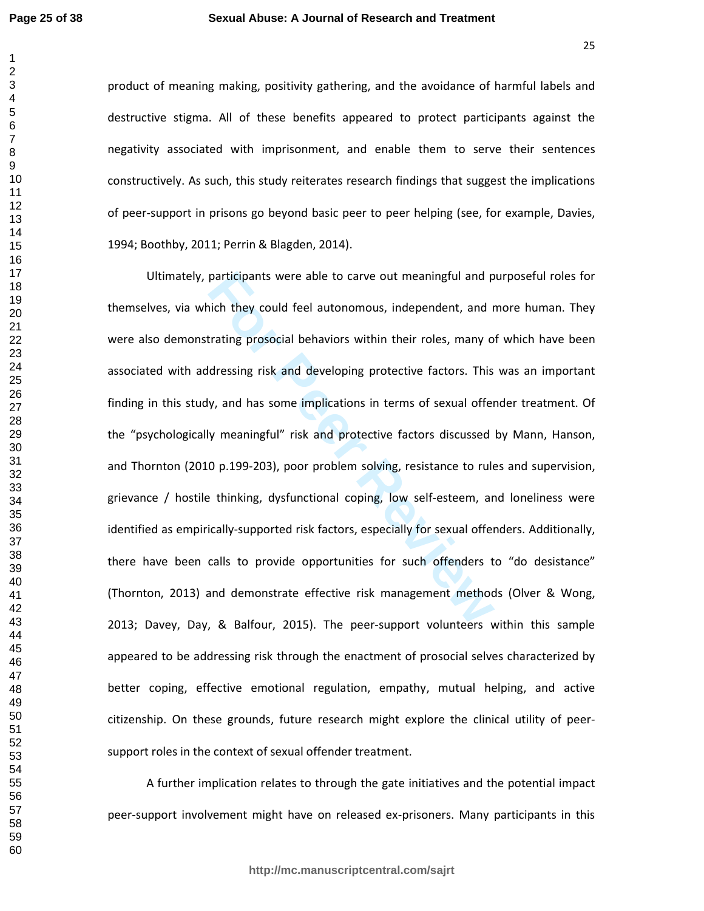product of meaning making, positivity gathering, and the avoidance of harmful labels and destructive stigma. All of these benefits appeared to protect participants against the negativity associated with imprisonment, and enable them to serve their sentences constructively. As such, this study reiterates research findings that suggest the implications of peer-support in prisons go beyond basic peer to peer helping (see, for example, Davies, 1994; Boothby, 2011; Perrin & Blagden, 2014).

Ultimately, participants were able to carve out meaningful and purposeful roles for themselves, via which they could feel autonomous, independent, and more human. They were also demonstrating prosocial behaviors within their roles, many of which have been associated with addressing risk and developing protective factors. This was an important finding in this study, and has some implications in terms of sexual offender treatment. Of the "psychologically meaningful" risk and protective factors discussed by Mann, Hanson, and Thornton (2010 p.199-203), poor problem solving, resistance to rules and supervision, grievance / hostile thinking, dysfunctional coping, low self-esteem, and loneliness were identified as empirically-supported risk factors, especially for sexual offenders. Additionally, there have been calls to provide opportunities for such offenders to "do desistance" (Thornton, 2013) and demonstrate effective risk management methods (Olver & Wong, 2013; Davey, Day, & Balfour, 2015). The peer-support volunteers within this sample appeared to be addressing risk through the enactment of prosocial selves characterized by better coping, effective emotional regulation, empathy, mutual helping, and active citizenship. On these grounds, future research might explore the clinical utility of peer-support roles in the context of sexual offender treatment.

A further implication relates to through the gate initiatives and the potential impact peer-support involvement might have on released ex-prisoners. Many participants in this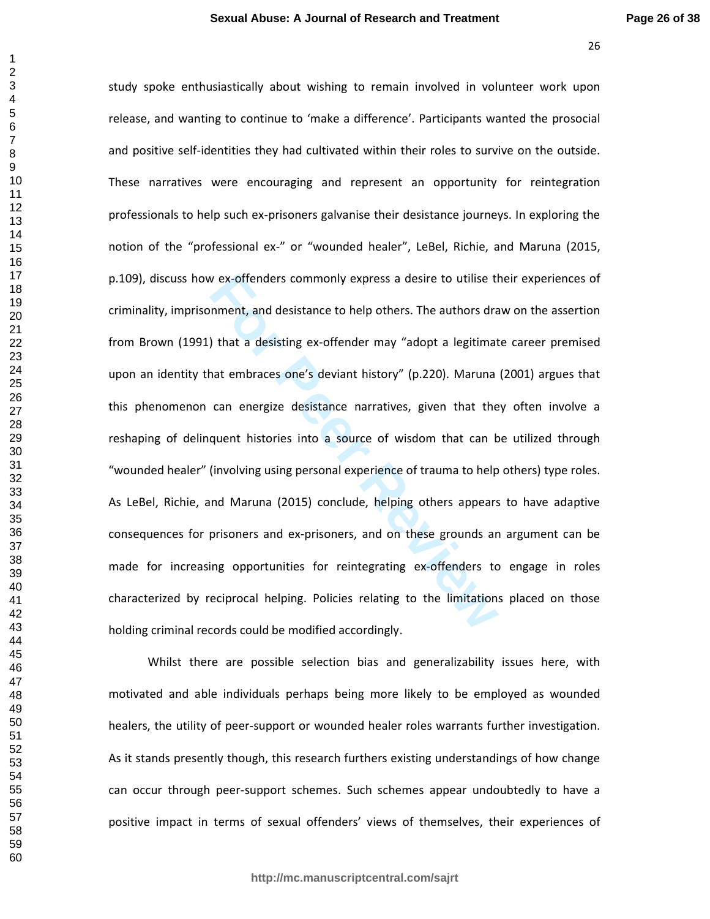study spoke enthusiastically about wishing to remain involved in volunteer work upon release, and wanting to continue to 'make a difference'. Participants wanted the prosocial and positive self-identities they had cultivated within their roles to survive on the outside. These narratives were encouraging and represent an opportunity for reintegration professionals to help such ex-prisoners galvanise their desistance journeys. In exploring the notion of the "professional ex-" or "wounded healer", LeBel, Richie, and Maruna (2015, p.109), discuss how ex-offenders commonly express a desire to utilise their experiences of criminality, imprisonment, and desistance to help others. The authors draw on the assertion from Brown (1991) that a desisting ex-offender may "adopt a legitimate career premised upon an identity that embraces one's deviant history" (p.220). Maruna (2001) argues that this phenomenon can energize desistance narratives, given that they often involve a reshaping of delinquent histories into a source of wisdom that can be utilized through "wounded healer" (involving using personal experience of trauma to help others) type roles. As LeBel, Richie, and Maruna (2015) conclude, helping others appears to have adaptive consequences for prisoners and ex-prisoners, and on these grounds an argument can be made for increasing opportunities for reintegrating ex-offenders to engage in roles characterized by reciprocal helping. Policies relating to the limitations placed on those holding criminal records could be modified accordingly.

Whilst there are possible selection bias and generalizability issues here, with motivated and able individuals perhaps being more likely to be employed as wounded healers, the utility of peer-support or wounded healer roles warrants further investigation. As it stands presently though, this research furthers existing understandings of how change can occur through peer-support schemes. Such schemes appear undoubtedly to have a positive impact in terms of sexual offenders' views of themselves, their experiences of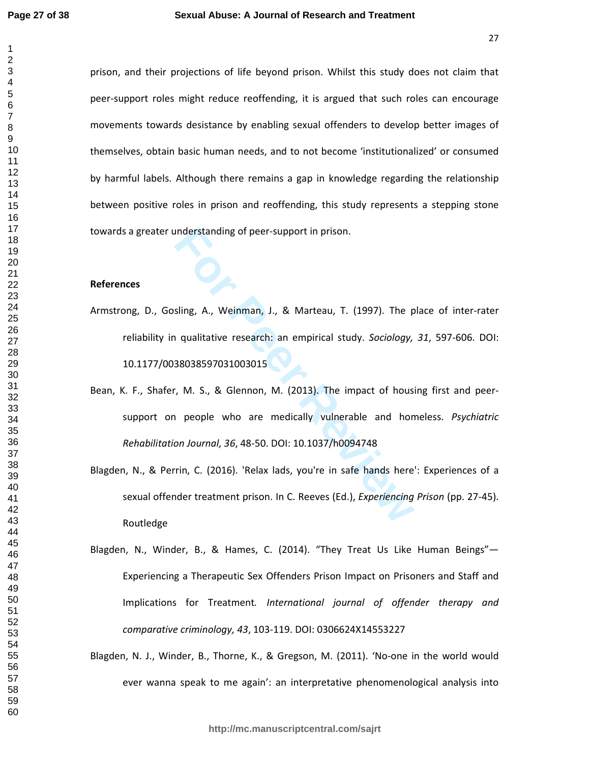prison, and their projections of life beyond prison. Whilst this study does not claim that peer-support roles might reduce reoffending, it is argued that such roles can encourage movements towards desistance by enabling sexual offenders to develop better images of themselves, obtain basic human needs, and to not become 'institutionalized' or consumed by harmful labels. Although there remains a gap in knowledge regarding the relationship between positive roles in prison and reoffending, this study represents a stepping stone towards a greater understanding of peer-support in prison.

**References**

Armstrong, D., Gosling, A., Weinman, J., & Marteau, T. (1997). The place of inter-rater reliability in qualitative research: an empirical study. *Sociology, 31*, 597-606. DOI: 10.1177/0038038597031003015

Bean, K. F., Shafer, M. S., & Glennon, M. (2013). The impact of housing first and peer-support on people who are medically vulnerable and homeless. *Psychiatric Rehabilitation Journal, 36*, 48-50. DOI: 10.1037/h0094748

Blagden, N., & Perrin, C. (2016). 'Relax lads, you're in safe hands here': Experiences of a sexual offender treatment prison. In C. Reeves (Ed.), *Experiencing Prison* (pp. 27-45). Routledge

Blagden, N., Winder, B., & Hames, C. (2014). "They Treat Us Like Human Beings"—Experiencing a Therapeutic Sex Offenders Prison Impact on Prisoners and Staff and Implications for Treatment. *International journal of offender therapy and comparative criminology, 43*, 103-119. DOI: 0306624X14553227

Blagden, N. J., Winder, B., Thorne, K., & Gregson, M. (2011). 'No-one in the world would ever wanna speak to me again': an interpretative phenomenological analysis into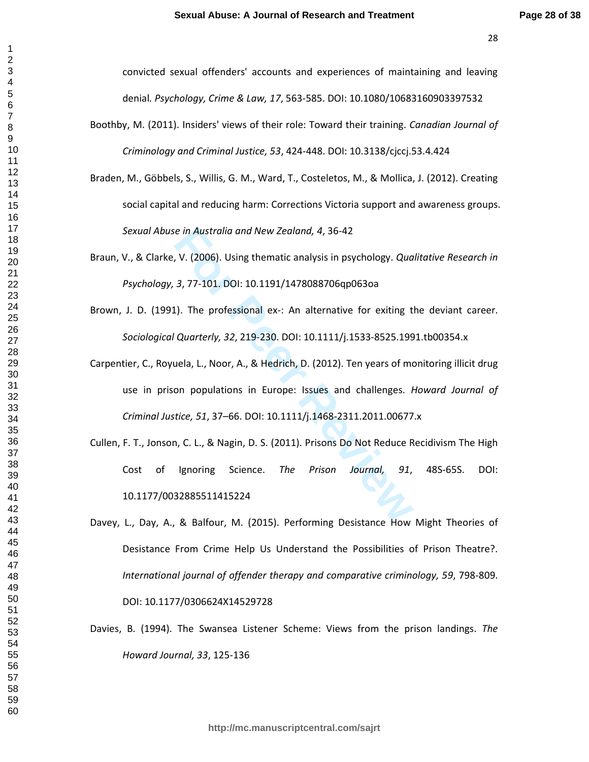convicted sexual offenders' accounts and experiences of maintaining and leaving denial. *Psychology, Crime & Law, 17*, 563-585. DOI: 10.1080/10683160903397532

Boothby, M. (2011). Insiders' views of their role: Toward their training. *Canadian Journal of Criminology and Criminal Justice, 53*, 424-448. DOI: 10.3138/cjccj.53.4.424

Braden, M., Göbbels, S., Willis, G. M., Ward, T., Costeletos, M., & Mollica, J. (2012). Creating social capital and reducing harm: Corrections Victoria support and awareness groups. *Sexual Abuse in Australia and New Zealand, 4*, 36-42

Braun, V., & Clarke, V. (2006). Using thematic analysis in psychology. *Qualitative Research in Psychology, 3*, 77-101. DOI: 10.1191/1478088706qp063oa

Brown, J. D. (1991). The professional ex-: An alternative for exiting the deviant career. *Sociological Quarterly, 32*, 219-230. DOI: 10.1111/j.1533-8525.1991.tb00354.x

Carpentier, C., Royuela, L., Noor, A., & Hedrich, D. (2012). Ten years of monitoring illicit drug use in prison populations in Europe: Issues and challenges. *Howard Journal of Criminal Justice, 51*, 37–66. DOI: 10.1111/j.1468-2311.2011.00677.x

Cullen, F. T., Jonson, C. L., & Nagin, D. S. (2011). Prisons Do Not Reduce Recidivism The High Cost of Ignoring Science. *The Prison Journal, 91*, 48S-65S. DOI: 10.1177/0032885511415224

Davey, L., Day, A., & Balfour, M. (2015). Performing Desistance How Might Theories of Desistance From Crime Help Us Understand the Possibilities of Prison Theatre?. *International journal of offender therapy and comparative criminology, 59*, 798-809. DOI: 10.1177/0306624X14529728

Davies, B. (1994). The Swansea Listener Scheme: Views from the prison landings. *The Howard Journal, 33*, 125-136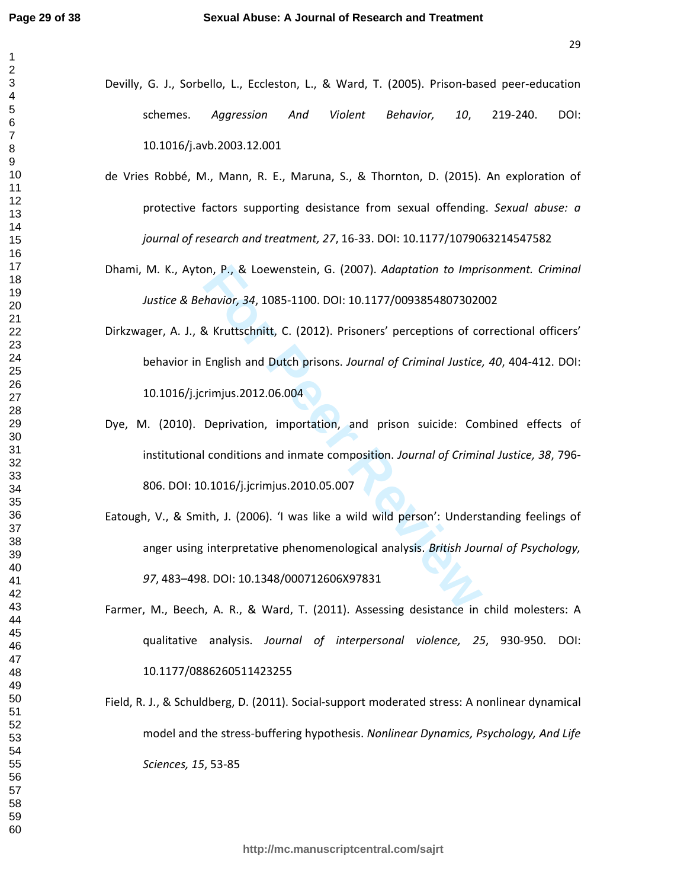Devilly, G. J., Sorbello, L., Eccleston, L., & Ward, T. (2005). Prison-based peer-education schemes. *Aggression And Violent Behavior, 10*, 219-240. DOI: 10.1016/j.avb.2003.12.001

de Vries Robbé, M., Mann, R. E., Maruna, S., & Thornton, D. (2015). An exploration of protective factors supporting desistance from sexual offending. *Sexual abuse: a journal of research and treatment, 27*, 16-33. DOI: 10.1177/1079063214547582

Dhami, M. K., Ayton, P., & Loewenstein, G. (2007). *Adaptation to Imprisonment. Criminal Justice & Behavior, 34*, 1085-1100. DOI: 10.1177/0093854807302002

Dirkzwager, A. J., & Kruttschnitt, C. (2012). Prisoners' perceptions of correctional officers' behavior in English and Dutch prisons. *Journal of Criminal Justice, 40*, 404-412. DOI: 10.1016/j.jcrimjus.2012.06.004

Dye, M. (2010). Deprivation, importation, and prison suicide: Combined effects of institutional conditions and inmate composition. *Journal of Criminal Justice, 38*, 796-806. DOI: 10.1016/j.jcrimjus.2010.05.007

Eatough, V., & Smith, J. (2006). 'I was like a wild wild person': Understanding feelings of anger using interpretative phenomenological analysis. *British Journal of Psychology, 97*, 483–498. DOI: 10.1348/000712606X97831

Farmer, M., Beech, A. R., & Ward, T. (2011). Assessing desistance in child molesters: A qualitative analysis. *Journal of interpersonal violence, 25*, 930-950. DOI: 10.1177/0886260511423255

Field, R. J., & Schuldberg, D. (2011). Social-support moderated stress: A nonlinear dynamical model and the stress-buffering hypothesis. *Nonlinear Dynamics, Psychology, And Life Sciences, 15*, 53-85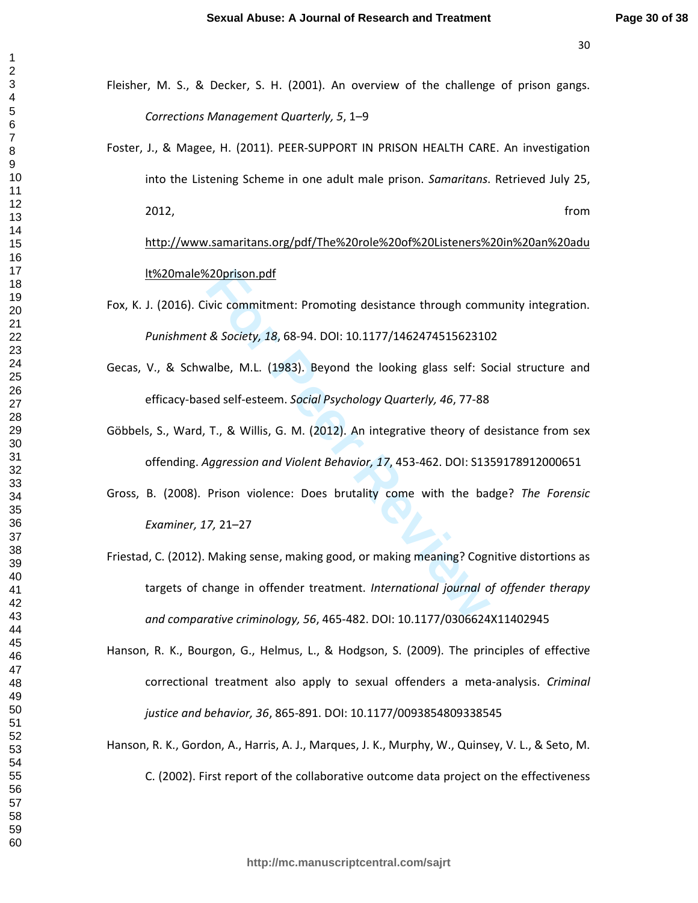Fleisher, M. S., & Decker, S. H. (2001). An overview of the challenge of prison gangs. *Corrections Management Quarterly, 5*, 1–9

Foster, J., & Magee, H. (2011). PEER-SUPPORT IN PRISON HEALTH CARE. An investigation into the Listening Scheme in one adult male prison. *Samaritans*. Retrieved July 25, 2012, from http://www.samaritans.org/pdf/The%20role%20of%20Listeners%20in%20an%20adult%20male%20prison.pdf

Fox, K. J. (2016). Civic commitment: Promoting desistance through community integration. *Punishment & Society, 18*, 68-94. DOI: 10.1177/1462474515623102

Gecas, V., & Schwalbe, M.L. (1983). Beyond the looking glass self: Social structure and efficacy-based self-esteem. *Social Psychology Quarterly, 46*, 77-88

Göbbels, S., Ward, T., & Willis, G. M. (2012). An integrative theory of desistance from sex offending. *Aggression and Violent Behavior, 17*, 453-462. DOI: S1359178912000651

Gross, B. (2008). Prison violence: Does brutality come with the badge? *The Forensic Examiner, 17,* 21–27

Friestad, C. (2012). Making sense, making good, or making meaning? Cognitive distortions as targets of change in offender treatment. *International journal of offender therapy and comparative criminology, 56*, 465-482. DOI: 10.1177/0306624X11402945

Hanson, R. K., Bourgon, G., Helmus, L., & Hodgson, S. (2009). The principles of effective correctional treatment also apply to sexual offenders a meta-analysis. *Criminal justice and behavior, 36*, 865-891. DOI: 10.1177/0093854809338545

Hanson, R. K., Gordon, A., Harris, A. J., Marques, J. K., Murphy, W., Quinsey, V. L., & Seto, M. C. (2002). First report of the collaborative outcome data project on the effectiveness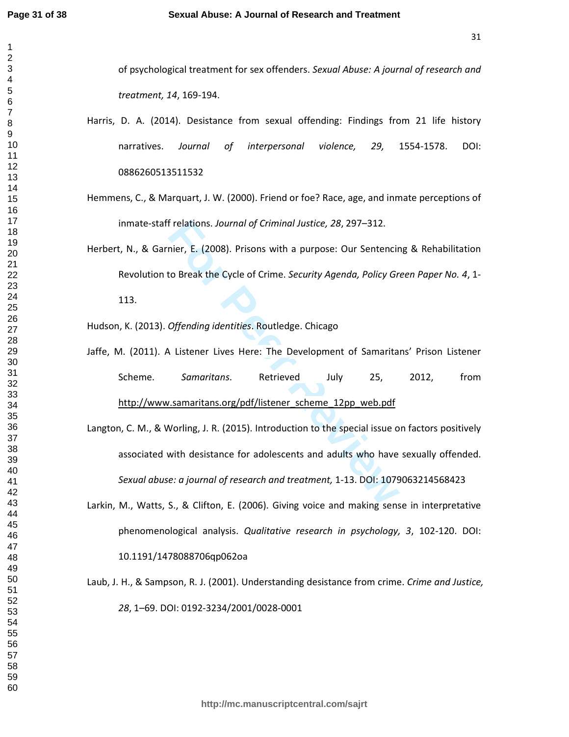of psychological treatment for sex offenders. *Sexual Abuse: A journal of research and treatment, 14*, 169-194.

Harris, D. A. (2014). Desistance from sexual offending: Findings from 21 life history narratives. *Journal of interpersonal violence, 29,* 1554-1578. DOI: 0886260513511532

Hemmens, C., & Marquart, J. W. (2000). Friend or foe? Race, age, and inmate perceptions of inmate-staff relations. *Journal of Criminal Justice, 28*, 297–312.

Herbert, N., & Garnier, E. (2008). Prisons with a purpose: Our Sentencing & Rehabilitation Revolution to Break the Cycle of Crime. *Security Agenda, Policy Green Paper No. 4*, 1-113.

Hudson, K. (2013). *Offending identities*. Routledge. Chicago

Jaffe, M. (2011). A Listener Lives Here: The Development of Samaritans' Prison Listener Scheme. *Samaritans*. Retrieved July 25, 2012, from http://www.samaritans.org/pdf/listener_scheme_12pp_web.pdf

Langton, C. M., & Worling, J. R. (2015). Introduction to the special issue on factors positively associated with desistance for adolescents and adults who have sexually offended. *Sexual abuse: a journal of research and treatment,* 1-13. DOI: 1079063214568423

Larkin, M., Watts, S., & Clifton, E. (2006). Giving voice and making sense in interpretative phenomenological analysis. *Qualitative research in psychology, 3*, 102-120. DOI: 10.1191/1478088706qp062oa

Laub, J. H., & Sampson, R. J. (2001). Understanding desistance from crime. *Crime and Justice, 28*, 1–69. DOI: 0192-3234/2001/0028-0001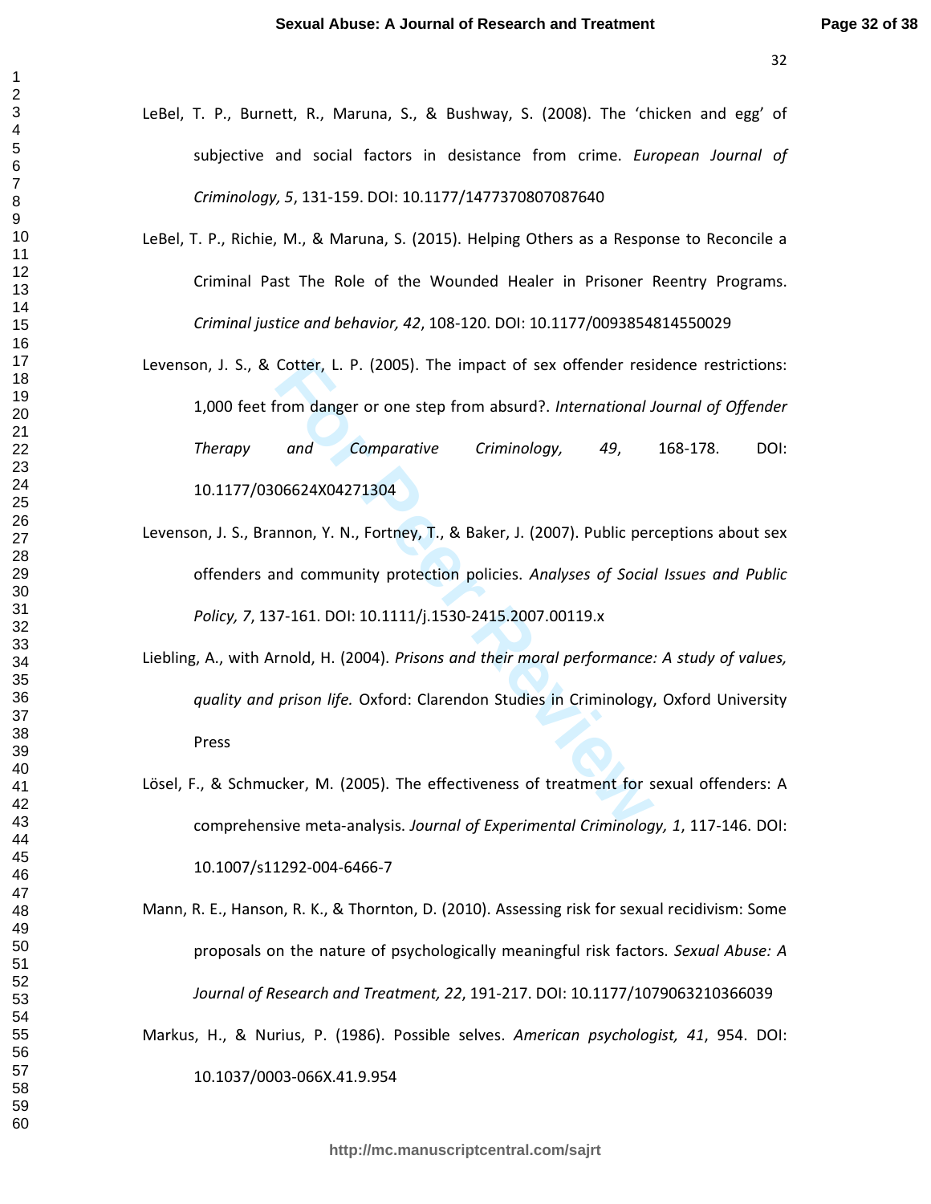LeBel, T. P., Burnett, R., Maruna, S., & Bushway, S. (2008). The 'chicken and egg' of subjective and social factors in desistance from crime. *European Journal of Criminology, 5*, 131-159. DOI: 10.1177/1477370807087640

LeBel, T. P., Richie, M., & Maruna, S. (2015). Helping Others as a Response to Reconcile a Criminal Past The Role of the Wounded Healer in Prisoner Reentry Programs. *Criminal justice and behavior, 42*, 108-120. DOI: 10.1177/0093854814550029

Levenson, J. S., & Cotter, L. P. (2005). The impact of sex offender residence restrictions: 1,000 feet from danger or one step from absurd?. *International Journal of Offender Therapy and Comparative Criminology, 49*, 168-178. DOI: 10.1177/0306624X04271304

Levenson, J. S., Brannon, Y. N., Fortney, T., & Baker, J. (2007). Public perceptions about sex offenders and community protection policies. *Analyses of Social Issues and Public Policy, 7*, 137-161. DOI: 10.1111/j.1530-2415.2007.00119.x

Liebling, A., with Arnold, H. (2004). *Prisons and their moral performance: A study of values, quality and prison life.* Oxford: Clarendon Studies in Criminology, Oxford University Press

Lösel, F., & Schmucker, M. (2005). The effectiveness of treatment for sexual offenders: A comprehensive meta-analysis. *Journal of Experimental Criminology, 1*, 117-146. DOI: 10.1007/s11292-004-6466-7

Mann, R. E., Hanson, R. K., & Thornton, D. (2010). Assessing risk for sexual recidivism: Some proposals on the nature of psychologically meaningful risk factors. *Sexual Abuse: A Journal of Research and Treatment, 22*, 191-217. DOI: 10.1177/1079063210366039

Markus, H., & Nurius, P. (1986). Possible selves. *American psychologist, 41*, 954. DOI: 10.1037/0003-066X.41.9.954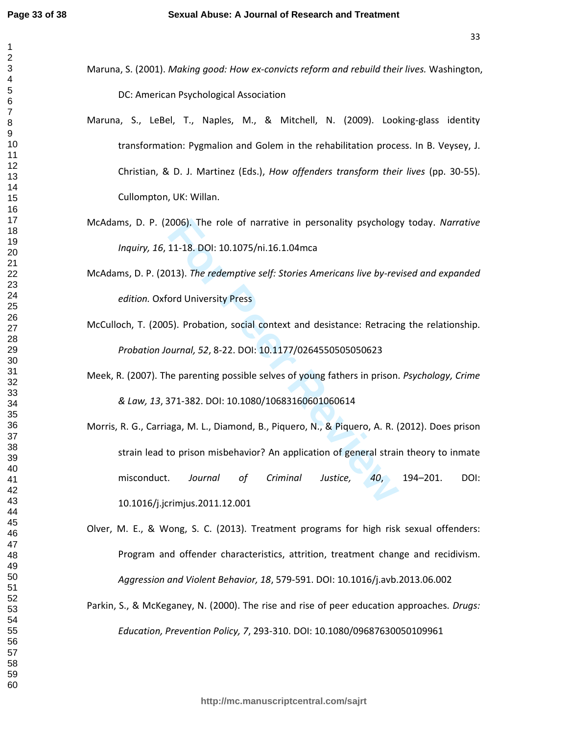Maruna, S. (2001). *Making good: How ex-convicts reform and rebuild their lives.* Washington, DC: American Psychological Association

Maruna, S., LeBel, T., Naples, M., & Mitchell, N. (2009). Looking-glass identity transformation: Pygmalion and Golem in the rehabilitation process. In B. Veysey, J. Christian, & D. J. Martinez (Eds.), *How offenders transform their lives* (pp. 30-55). Cullompton, UK: Willan.

McAdams, D. P. (2006). The role of narrative in personality psychology today. *Narrative Inquiry, 16*, 11-18. DOI: 10.1075/ni.16.1.04mca

McAdams, D. P. (2013). *The redemptive self: Stories Americans live by-revised and expanded edition.* Oxford University Press

McCulloch, T. (2005). Probation, social context and desistance: Retracing the relationship. *Probation Journal, 52*, 8-22. DOI: 10.1177/0264550505050623

Meek, R. (2007). The parenting possible selves of young fathers in prison. *Psychology, Crime & Law, 13*, 371-382. DOI: 10.1080/10683160601060614

Morris, R. G., Carriaga, M. L., Diamond, B., Piquero, N., & Piquero, A. R. (2012). Does prison strain lead to prison misbehavior? An application of general strain theory to inmate misconduct. *Journal of Criminal Justice, 40*, 194–201. DOI: 10.1016/j.jcrimjus.2011.12.001

Olver, M. E., & Wong, S. C. (2013). Treatment programs for high risk sexual offenders: Program and offender characteristics, attrition, treatment change and recidivism. *Aggression and Violent Behavior, 18*, 579-591. DOI: 10.1016/j.avb.2013.06.002

Parkin, S., & McKeganey, N. (2000). The rise and rise of peer education approaches. *Drugs: Education, Prevention Policy, 7*, 293-310. DOI: 10.1080/09687630050109961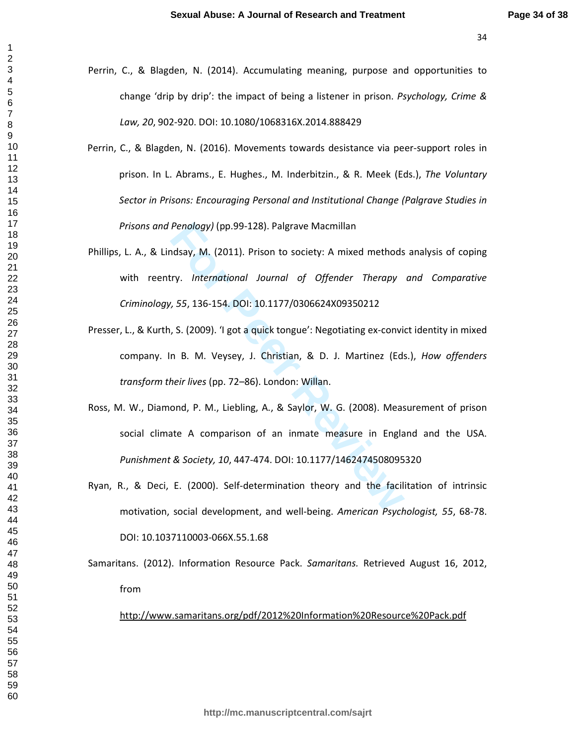Perrin, C., & Blagden, N. (2014). Accumulating meaning, purpose and opportunities to change 'drip by drip': the impact of being a listener in prison. *Psychology, Crime & Law, 20*, 902-920. DOI: 10.1080/1068316X.2014.888429

Perrin, C., & Blagden, N. (2016). Movements towards desistance via peer-support roles in prison. In L. Abrams., E. Hughes., M. Inderbitzin., & R. Meek (Eds.), *The Voluntary Sector in Prisons: Encouraging Personal and Institutional Change (Palgrave Studies in Prisons and Penology)* (pp.99-128). Palgrave Macmillan

Phillips, L. A., & Lindsay, M. (2011). Prison to society: A mixed methods analysis of coping with reentry. *International Journal of Offender Therapy and Comparative Criminology, 55*, 136-154. DOI: 10.1177/0306624X09350212

Presser, L., & Kurth, S. (2009). 'I got a quick tongue': Negotiating ex-convict identity in mixed company. In B. M. Veysey, J. Christian, & D. J. Martinez (Eds.), *How offenders transform their lives* (pp. 72–86). London: Willan.

Ross, M. W., Diamond, P. M., Liebling, A., & Saylor, W. G. (2008). Measurement of prison social climate A comparison of an inmate measure in England and the USA. *Punishment & Society, 10*, 447-474. DOI: 10.1177/1462474508095320

Ryan, R., & Deci, E. (2000). Self-determination theory and the facilitation of intrinsic motivation, social development, and well-being. *American Psychologist, 55*, 68-78. DOI: 10.1037110003-066X.55.1.68

Samaritans. (2012). Information Resource Pack. *Samaritans.* Retrieved August 16, 2012, from http://www.samaritans.org/pdf/2012%20Information%20Resource%20Pack.pdf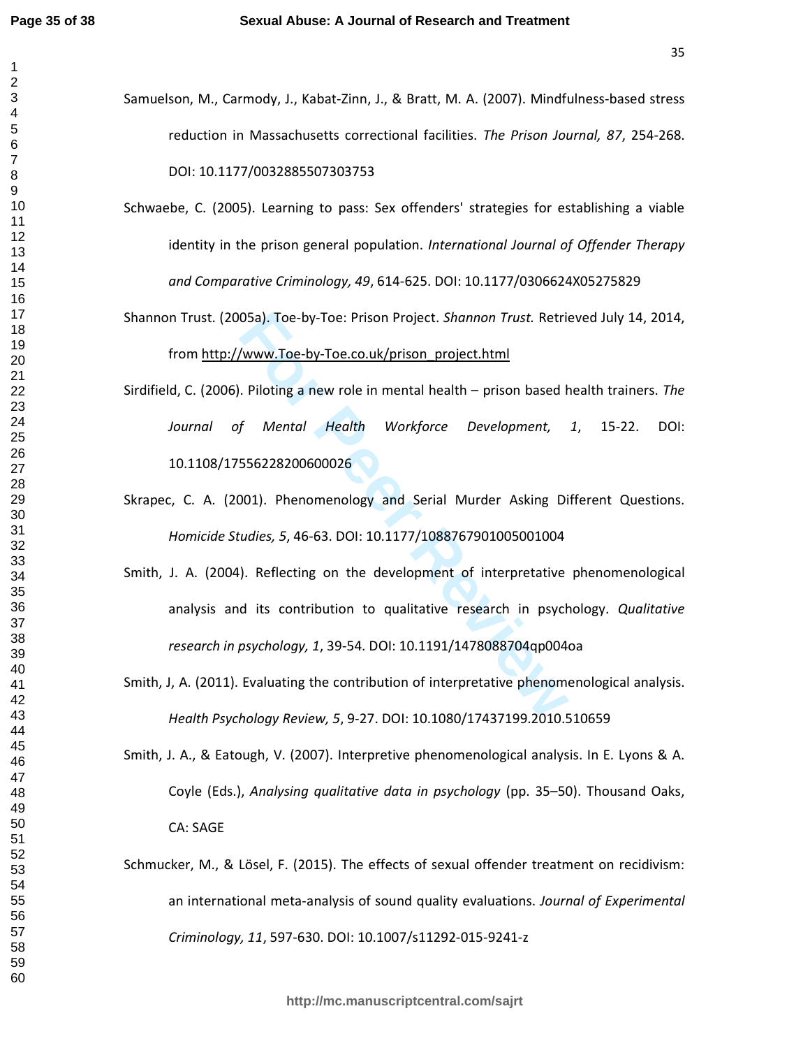Samuelson, M., Carmody, J., Kabat-Zinn, J., & Bratt, M. A. (2007). Mindfulness-based stress reduction in Massachusetts correctional facilities. *The Prison Journal, 87*, 254-268. DOI: 10.1177/0032885507303753

Schwaebe, C. (2005). Learning to pass: Sex offenders' strategies for establishing a viable identity in the prison general population. *International Journal of Offender Therapy and Comparative Criminology, 49*, 614-625. DOI: 10.1177/0306624X05275829

Shannon Trust. (2005a). Toe-by-Toe: Prison Project. *Shannon Trust.* Retrieved July 14, 2014, from http://www.Toe-by-Toe.co.uk/prison_project.html

Sirdifield, C. (2006). Piloting a new role in mental health – prison based health trainers. *The Journal of Mental Health Workforce Development, 1*, 15-22. DOI: 10.1108/17556228200600026

Skrapec, C. A. (2001). Phenomenology and Serial Murder Asking Different Questions. *Homicide Studies, 5*, 46-63. DOI: 10.1177/1088767901005001004

Smith, J. A. (2004). Reflecting on the development of interpretative phenomenological analysis and its contribution to qualitative research in psychology. *Qualitative research in psychology, 1*, 39-54. DOI: 10.1191/1478088704qp004oa

Smith, J, A. (2011). Evaluating the contribution of interpretative phenomenological analysis. *Health Psychology Review, 5*, 9-27. DOI: 10.1080/17437199.2010.510659

Smith, J. A., & Eatough, V. (2007). Interpretive phenomenological analysis. In E. Lyons & A. Coyle (Eds.), *Analysing qualitative data in psychology* (pp. 35–50). Thousand Oaks, CA: SAGE

Schmucker, M., & Lösel, F. (2015). The effects of sexual offender treatment on recidivism: an international meta-analysis of sound quality evaluations. *Journal of Experimental Criminology, 11*, 597-630. DOI: 10.1007/s11292-015-9241-z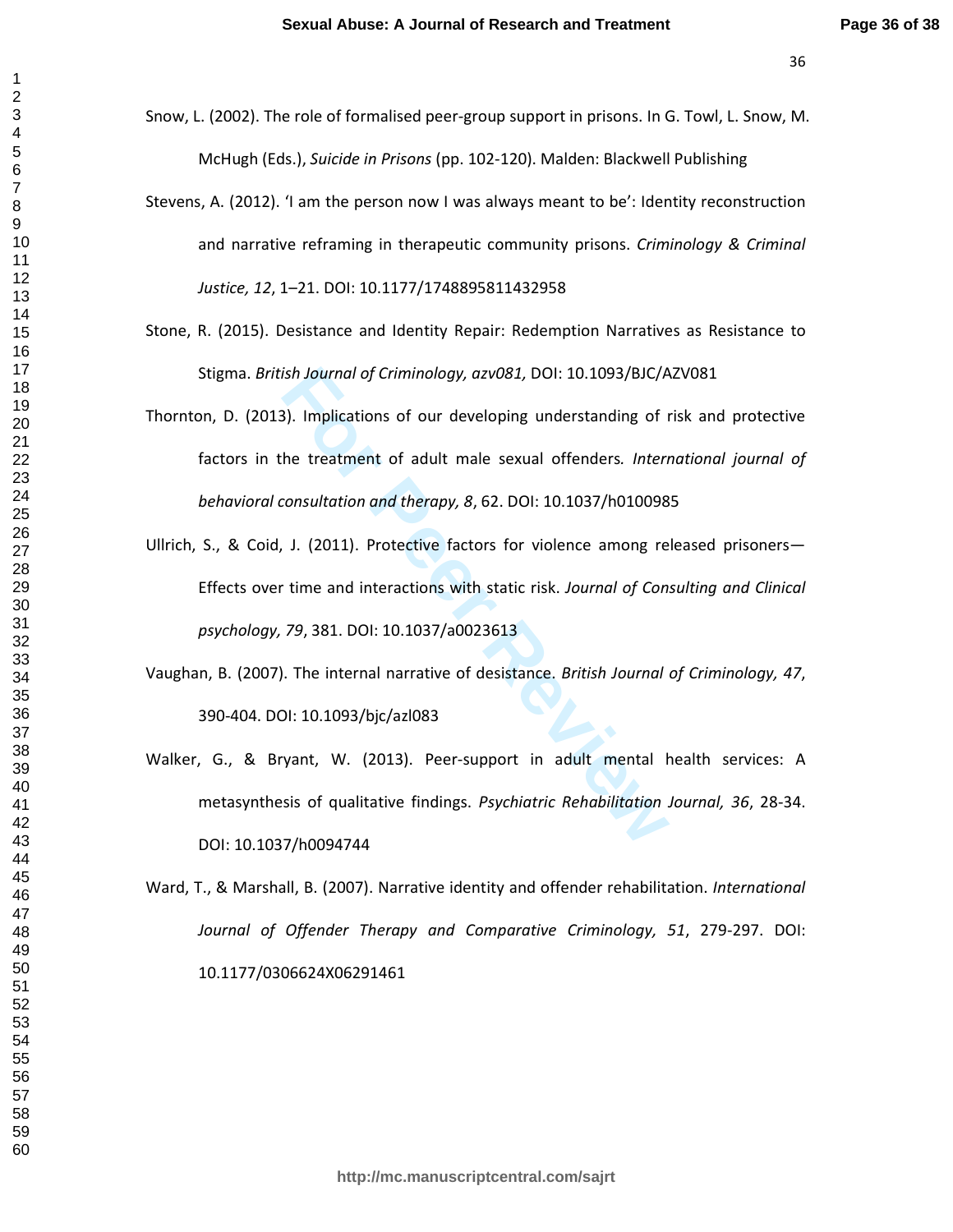Snow, L. (2002). The role of formalised peer-group support in prisons. In G. Towl, L. Snow, M. McHugh (Eds.), *Suicide in Prisons* (pp. 102-120). Malden: Blackwell Publishing

Stevens, A. (2012). 'I am the person now I was always meant to be': Identity reconstruction and narrative reframing in therapeutic community prisons. *Criminology & Criminal Justice, 12*, 1–21. DOI: 10.1177/1748895811432958

Stone, R. (2015). Desistance and Identity Repair: Redemption Narratives as Resistance to Stigma. *British Journal of Criminology, azv081,* DOI: 10.1093/BJC/AZV081

Thornton, D. (2013). Implications of our developing understanding of risk and protective factors in the treatment of adult male sexual offenders*. International journal of behavioral consultation and therapy, 8*, 62. DOI: 10.1037/h0100985

Ullrich, S., & Coid, J. (2011). Protective factors for violence among released prisoners—Effects over time and interactions with static risk. *Journal of Consulting and Clinical psychology, 79*, 381. DOI: 10.1037/a0023613

Vaughan, B. (2007). The internal narrative of desistance. *British Journal of Criminology, 47*, 390-404. DOI: 10.1093/bjc/azl083

Walker, G., & Bryant, W. (2013). Peer-support in adult mental health services: A metasynthesis of qualitative findings. *Psychiatric Rehabilitation Journal, 36*, 28-34. DOI: 10.1037/h0094744

Ward, T., & Marshall, B. (2007). Narrative identity and offender rehabilitation. *International Journal of Offender Therapy and Comparative Criminology, 51*, 279-297. DOI: 10.1177/0306624X06291461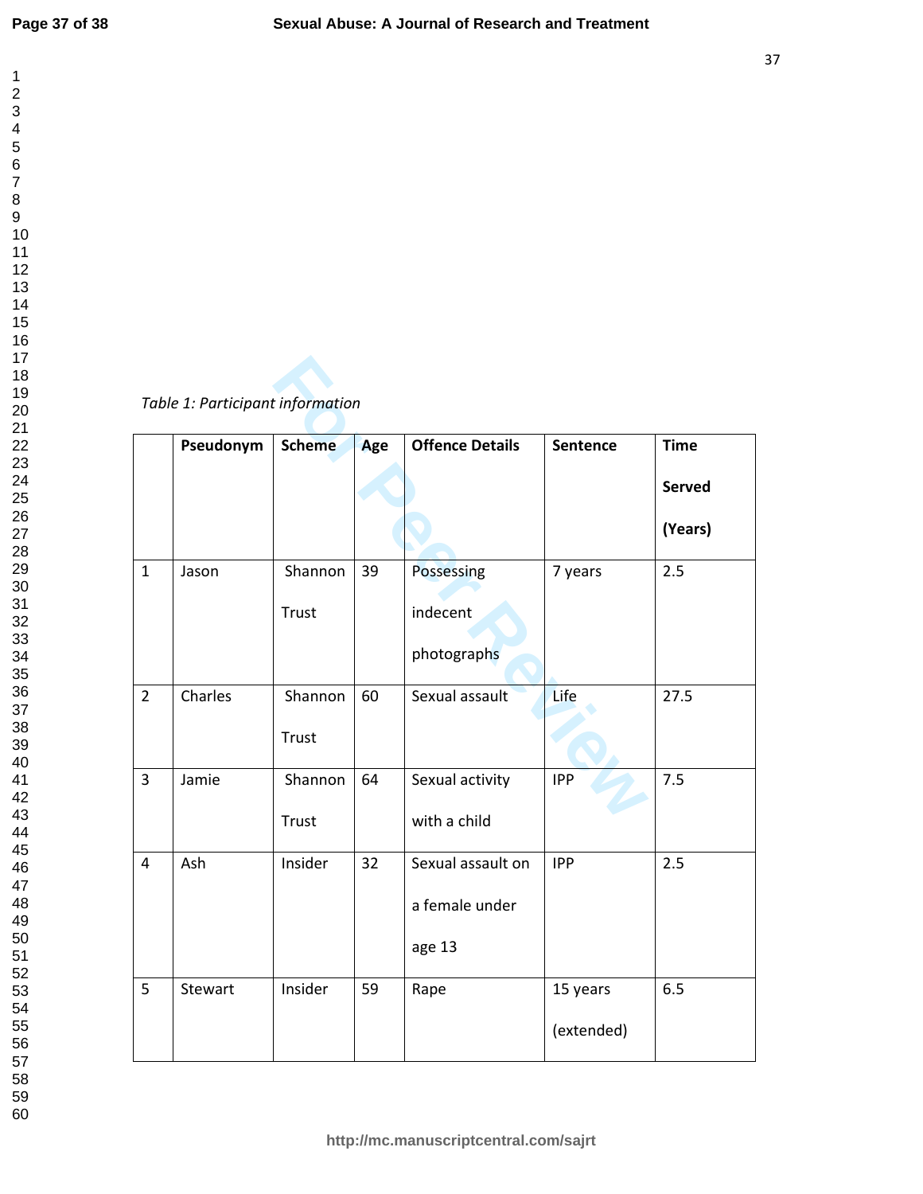*Table 1: Participant information*

| | Pseudonym | Scheme | Age | Offence Details | Sentence | Time Served (Years) |
|---|---|---|---|---|---|---|
| 1 | Jason | Shannon Trust | 39 | Possessing indecent photographs | 7 years | 2.5 |
| 2 | Charles | Shannon Trust | 60 | Sexual assault | Life | 27.5 |
| 3 | Jamie | Shannon Trust | 64 | Sexual activity with a child | IPP | 7.5 |
| 4 | Ash | Insider | 32 | Sexual assault on a female under age 13 | IPP | 2.5 |
| 5 | Stewart | Insider | 59 | Rape | 15 years (extended) | 6.5 |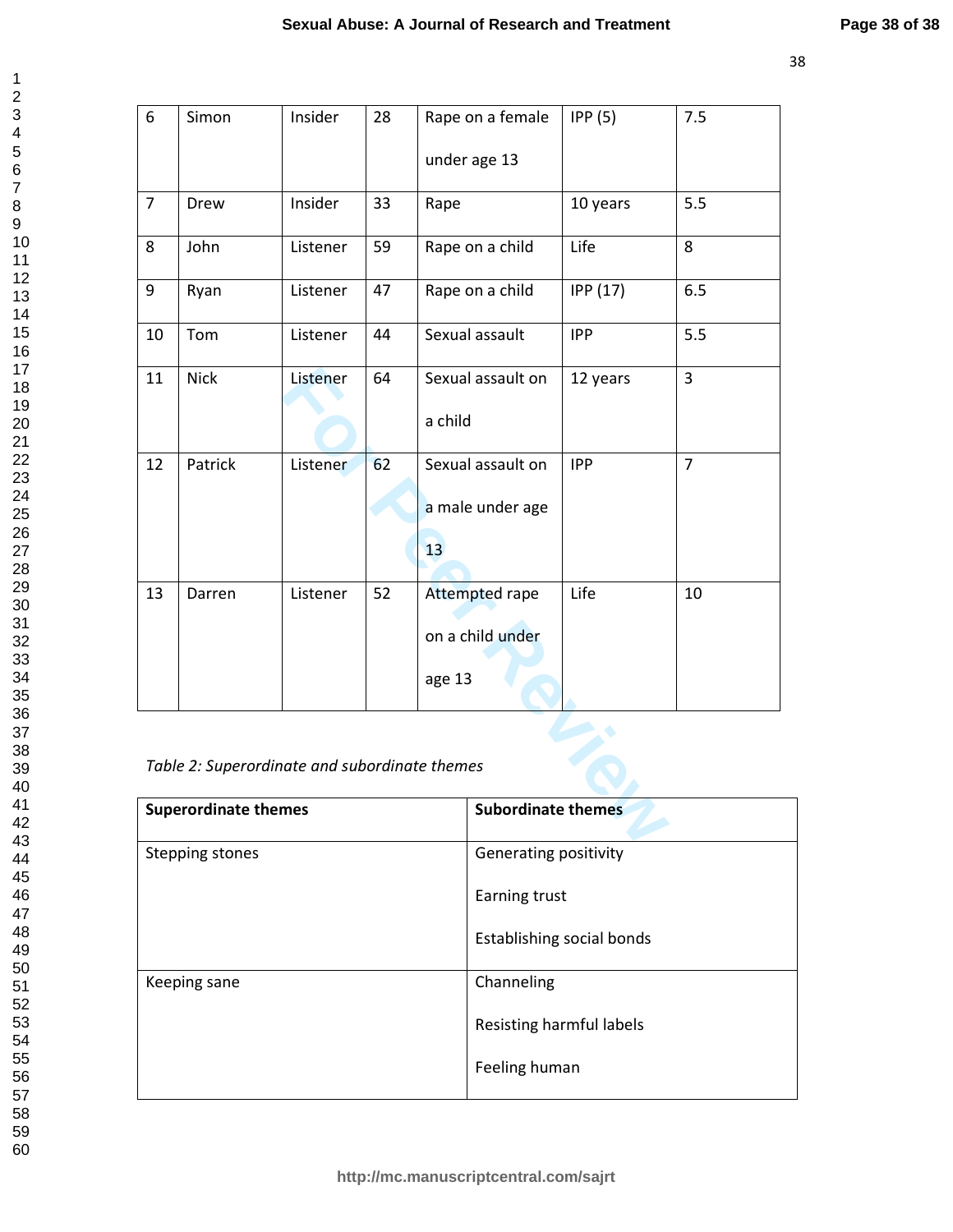| | | | | | | |
|---|---|---|---|---|---|---|
| 6 | Simon | Insider | 28 | Rape on a female under age 13 | IPP (5) | 7.5 |
| 7 | Drew | Insider | 33 | Rape | 10 years | 5.5 |
| 8 | John | Listener | 59 | Rape on a child | Life | 8 |
| 9 | Ryan | Listener | 47 | Rape on a child | IPP (17) | 6.5 |
| 10 | Tom | Listener | 44 | Sexual assault | IPP | 5.5 |
| 11 | Nick | Listener | 64 | Sexual assault on a child | 12 years | 3 |
| 12 | Patrick | Listener | 62 | Sexual assault on a male under age 13 | IPP | 7 |
| 13 | Darren | Listener | 52 | Attempted rape on a child under age 13 | Life | 10 |

*Table 2: Superordinate and subordinate themes*

| **Superordinate themes** | **Subordinate themes** |
|---|---|
| Stepping stones | Generating positivity<br>Earning trust<br>Establishing social bonds |
| Keeping sane | Channeling<br>Resisting harmful labels<br>Feeling human |